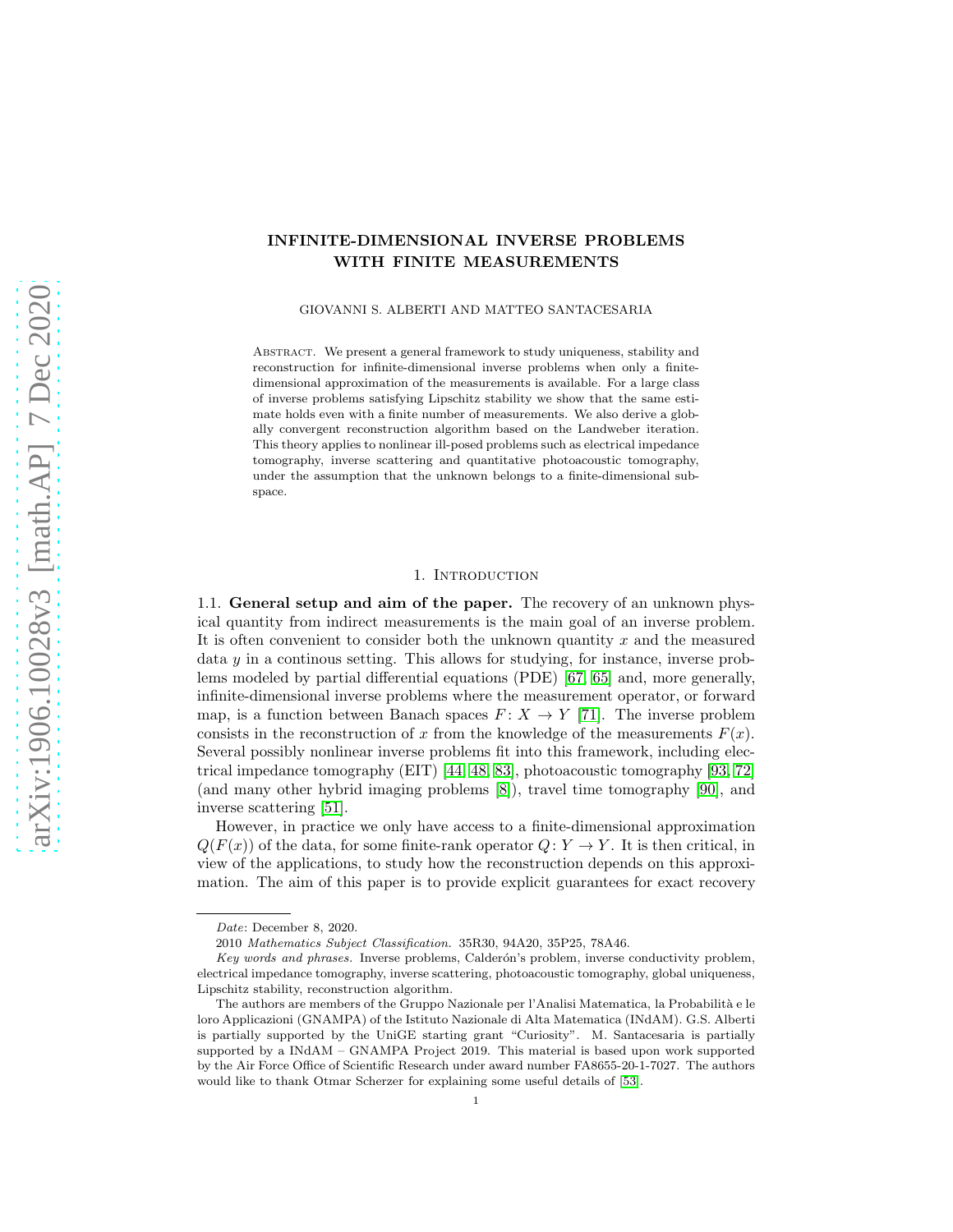# INFINITE-DIMENSIONAL INVERSE PROBLEMS WITH FINITE MEASUREMENTS

GIOVANNI S. ALBERTI AND MATTEO SANTACESARIA

Abstract. We present a general framework to study uniqueness, stability and reconstruction for infinite-dimensional inverse problems when only a finite-dimensional approximation of the measurements is available. For a large class of inverse problems satisfying Lipschitz stability we show that the same estimate holds even with a finite number of measurements. We also derive a globally convergent reconstruction algorithm based on the Landweber iteration. This theory applies to nonlinear ill-posed problems such as electrical impedance tomography, inverse scattering and quantitative photoacoustic tomography, under the assumption that the unknown belongs to a finite-dimensional subspace.

## 1. Introduction

1.1. **General setup and aim of the paper.** The recovery of an unknown physical quantity from indirect measurements is the main goal of an inverse problem. It is often convenient to consider both the unknown quantity $x$ and the measured data $y$ in a continous setting. This allows for studying, for instance, inverse problems modeled by partial differential equations (PDE) [67, 65] and, more generally, infinite-dimensional inverse problems where the measurement operator, or forward map, is a function between Banach spaces $F: X \to Y$ [71]. The inverse problem consists in the reconstruction of $x$ from the knowledge of the measurements $F(x)$. Several possibly nonlinear inverse problems fit into this framework, including electrical impedance tomography (EIT) [44, 48, 83], photoacoustic tomography [93, 72] (and many other hybrid imaging problems [8]), travel time tomography [90], and inverse scattering [51].

However, in practice we only have access to a finite-dimensional approximation $Q(F(x))$ of the data, for some finite-rank operator $Q: Y \to Y$. It is then critical, in view of the applications, to study how the reconstruction depends on this approximation. The aim of this paper is to provide explicit guarantees for exact recovery

*Date*: December 8, 2020.

2010 *Mathematics Subject Classification.* 35R30, 94A20, 35P25, 78A46.

*Key words and phrases.* Inverse problems, Calderón's problem, inverse conductivity problem, electrical impedance tomography, inverse scattering, photoacoustic tomography, global uniqueness, Lipschitz stability, reconstruction algorithm.

The authors are members of the Gruppo Nazionale per l'Analisi Matematica, la Probabilità e le loro Applicazioni (GNAMPA) of the Istituto Nazionale di Alta Matematica (INdAM). G.S. Alberti is partially supported by the UniGE starting grant "Curiosity". M. Santacesaria is partially supported by a INdAM – GNAMPA Project 2019. This material is based upon work supported by the Air Force Office of Scientific Research under award number FA8655-20-1-7027. The authors would like to thank Otmar Scherzer for explaining some useful details of [53].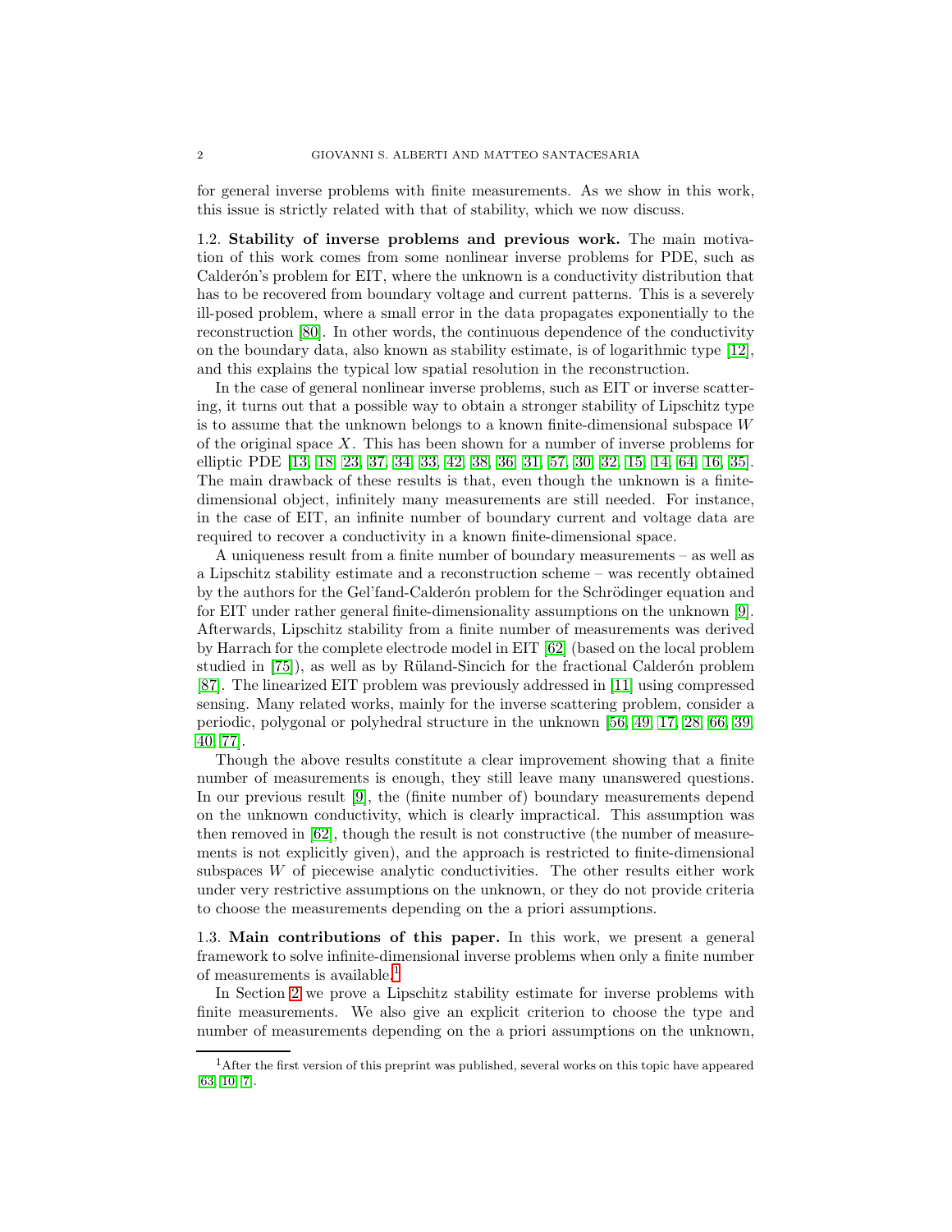for general inverse problems with finite measurements. As we show in this work, this issue is strictly related with that of stability, which we now discuss.

1.2. **Stability of inverse problems and previous work.** The main motivation of this work comes from some nonlinear inverse problems for PDE, such as Calderón's problem for EIT, where the unknown is a conductivity distribution that has to be recovered from boundary voltage and current patterns. This is a severely ill-posed problem, where a small error in the data propagates exponentially to the reconstruction [80]. In other words, the continuous dependence of the conductivity on the boundary data, also known as stability estimate, is of logarithmic type [12], and this explains the typical low spatial resolution in the reconstruction.

In the case of general nonlinear inverse problems, such as EIT or inverse scattering, it turns out that a possible way to obtain a stronger stability of Lipschitz type is to assume that the unknown belongs to a known finite-dimensional subspace $W$ of the original space $X$. This has been shown for a number of inverse problems for elliptic PDE [13, 18, 23, 37, 34, 33, 42, 38, 36, 31, 57, 30, 32, 15, 14, 64, 16, 35]. The main drawback of these results is that, even though the unknown is a finite-dimensional object, infinitely many measurements are still needed. For instance, in the case of EIT, an infinite number of boundary current and voltage data are required to recover a conductivity in a known finite-dimensional space.

A uniqueness result from a finite number of boundary measurements – as well as a Lipschitz stability estimate and a reconstruction scheme – was recently obtained by the authors for the Gel'fand-Calderón problem for the Schrödinger equation and for EIT under rather general finite-dimensionality assumptions on the unknown [9]. Afterwards, Lipschitz stability from a finite number of measurements was derived by Harrach for the complete electrode model in EIT [62] (based on the local problem studied in [75]), as well as by Rüland-Sincich for the fractional Calderón problem [87]. The linearized EIT problem was previously addressed in [11] using compressed sensing. Many related works, mainly for the inverse scattering problem, consider a periodic, polygonal or polyhedral structure in the unknown [56, 49, 17, 28, 66, 39, 40, 77].

Though the above results constitute a clear improvement showing that a finite number of measurements is enough, they still leave many unanswered questions. In our previous result [9], the (finite number of) boundary measurements depend on the unknown conductivity, which is clearly impractical. This assumption was then removed in [62], though the result is not constructive (the number of measurements is not explicitly given), and the approach is restricted to finite-dimensional subspaces $W$ of piecewise analytic conductivities. The other results either work under very restrictive assumptions on the unknown, or they do not provide criteria to choose the measurements depending on the a priori assumptions.

1.3. **Main contributions of this paper.** In this work, we present a general framework to solve infinite-dimensional inverse problems when only a finite number of measurements is available.[1]

In Section 2 we prove a Lipschitz stability estimate for inverse problems with finite measurements. We also give an explicit criterion to choose the type and number of measurements depending on the a priori assumptions on the unknown,

[1] After the first version of this preprint was published, several works on this topic have appeared [63, 10, 7].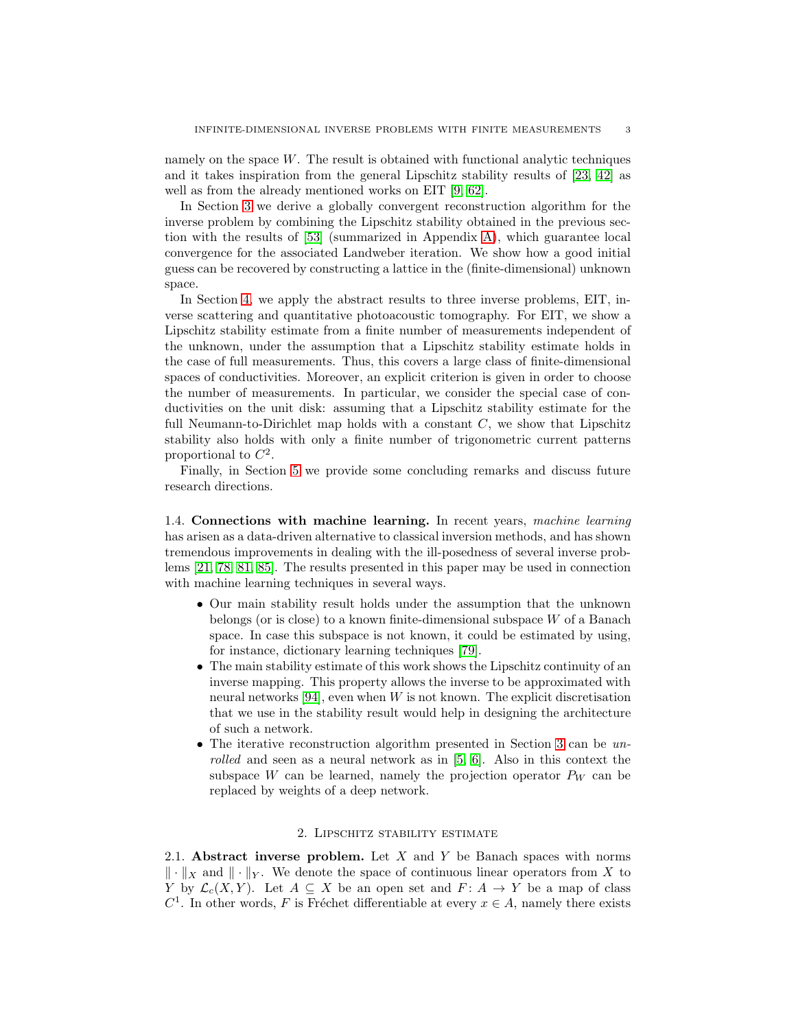namely on the space $W$. The result is obtained with functional analytic techniques and it takes inspiration from the general Lipschitz stability results of [23, 42] as well as from the already mentioned works on EIT [9, 62].

In Section 3 we derive a globally convergent reconstruction algorithm for the inverse problem by combining the Lipschitz stability obtained in the previous section with the results of [53] (summarized in Appendix A), which guarantee local convergence for the associated Landweber iteration. We show how a good initial guess can be recovered by constructing a lattice in the (finite-dimensional) unknown space.

In Section 4, we apply the abstract results to three inverse problems, EIT, inverse scattering and quantitative photoacoustic tomography. For EIT, we show a Lipschitz stability estimate from a finite number of measurements independent of the unknown, under the assumption that a Lipschitz stability estimate holds in the case of full measurements. Thus, this covers a large class of finite-dimensional spaces of conductivities. Moreover, an explicit criterion is given in order to choose the number of measurements. In particular, we consider the special case of conductivities on the unit disk: assuming that a Lipschitz stability estimate for the full Neumann-to-Dirichlet map holds with a constant $C$, we show that Lipschitz stability also holds with only a finite number of trigonometric current patterns proportional to $C^2$.

Finally, in Section 5 we provide some concluding remarks and discuss future research directions.

**1.4. Connections with machine learning.** In recent years, *machine learning* has arisen as a data-driven alternative to classical inversion methods, and has shown tremendous improvements in dealing with the ill-posedness of several inverse problems [21, 78, 81, 85]. The results presented in this paper may be used in connection with machine learning techniques in several ways.

- Our main stability result holds under the assumption that the unknown belongs (or is close) to a known finite-dimensional subspace $W$ of a Banach space. In case this subspace is not known, it could be estimated by using, for instance, dictionary learning techniques [79].
- The main stability estimate of this work shows the Lipschitz continuity of an inverse mapping. This property allows the inverse to be approximated with neural networks [94], even when $W$ is not known. The explicit discretisation that we use in the stability result would help in designing the architecture of such a network.
- The iterative reconstruction algorithm presented in Section 3 can be *unrolled* and seen as a neural network as in [5, 6]. Also in this context the subspace $W$ can be learned, namely the projection operator $P_W$ can be replaced by weights of a deep network.

## 2. Lipschitz stability estimate

**2.1. Abstract inverse problem.** Let $X$ and $Y$ be Banach spaces with norms $\|\cdot\|_X$ and $\|\cdot\|_Y$. We denote the space of continuous linear operators from $X$ to $Y$ by $\mathcal{L}_c(X,Y)$. Let $A \subseteq X$ be an open set and $F\colon A \to Y$ be a map of class $C^1$. In other words, $F$ is Fréchet differentiable at every $x \in A$, namely there exists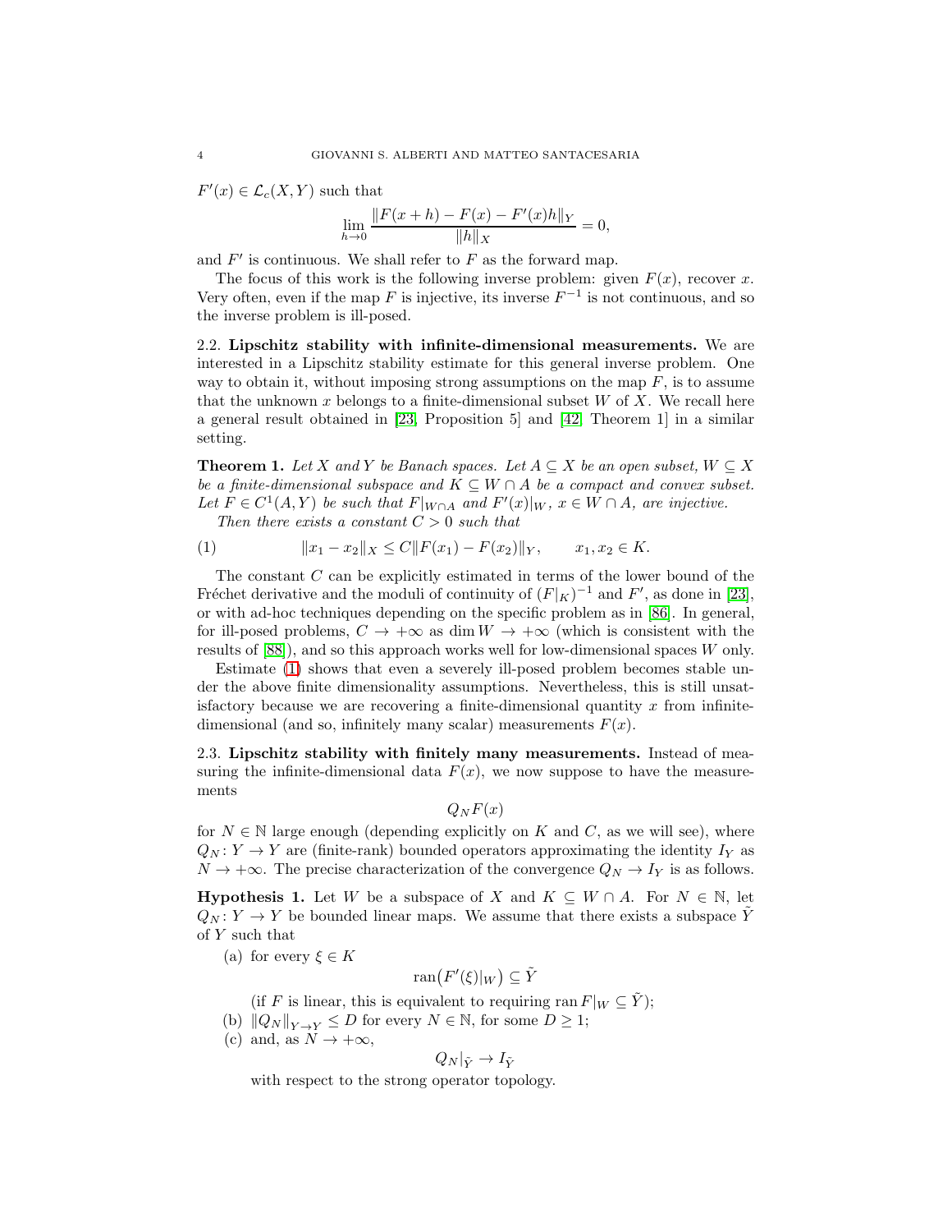$F'(x) \in \mathcal{L}_c(X, Y)$ such that

$$\lim_{h\to 0} \frac{\|F(x+h) - F(x) - F'(x)h\|_Y}{\|h\|_X} = 0,$$

and $F'$ is continuous. We shall refer to $F$ as the forward map.

The focus of this work is the following inverse problem: given $F(x)$, recover $x$. Very often, even if the map $F$ is injective, its inverse $F^{-1}$ is not continuous, and so the inverse problem is ill-posed.

### 2.2. Lipschitz stability with infinite-dimensional measurements.

We are interested in a Lipschitz stability estimate for this general inverse problem. One way to obtain it, without imposing strong assumptions on the map $F$, is to assume that the unknown $x$ belongs to a finite-dimensional subset $W$ of $X$. We recall here a general result obtained in [23, Proposition 5] and [42, Theorem 1] in a similar setting.

**Theorem 1.** *Let $X$ and $Y$ be Banach spaces. Let $A \subseteq X$ be an open subset, $W \subseteq X$ be a finite-dimensional subspace and $K \subseteq W \cap A$ be a compact and convex subset. Let $F \in C^1(A, Y)$ be such that $F|_{W\cap A}$ and $F'(x)|_W$, $x \in W \cap A$, are injective.*

*Then there exists a constant $C > 0$ such that*

$$\|x_1 - x_2\|_X \le C\|F(x_1) - F(x_2)\|_Y, \qquad x_1, x_2 \in K. \tag{1}$$

The constant $C$ can be explicitly estimated in terms of the lower bound of the Fréchet derivative and the moduli of continuity of $(F|_K)^{-1}$ and $F'$, as done in [23], or with ad-hoc techniques depending on the specific problem as in [86]. In general, for ill-posed problems, $C \to +\infty$ as $\dim W \to +\infty$ (which is consistent with the results of [88]), and so this approach works well for low-dimensional spaces $W$ only.

Estimate (1) shows that even a severely ill-posed problem becomes stable under the above finite dimensionality assumptions. Nevertheless, this is still unsatisfactory because we are recovering a finite-dimensional quantity $x$ from infinite-dimensional (and so, infinitely many scalar) measurements $F(x)$.

### 2.3. Lipschitz stability with finitely many measurements.

Instead of measuring the infinite-dimensional data $F(x)$, we now suppose to have the measurements

$$Q_N F(x)$$

for $N \in \mathbb{N}$ large enough (depending explicitly on $K$ and $C$, as we will see), where $Q_N : Y \to Y$ are (finite-rank) bounded operators approximating the identity $I_Y$ as $N \to +\infty$. The precise characterization of the convergence $Q_N \to I_Y$ is as follows.

**Hypothesis 1.** Let $W$ be a subspace of $X$ and $K \subseteq W \cap A$. For $N \in \mathbb{N}$, let $Q_N : Y \to Y$ be bounded linear maps. We assume that there exists a subspace $\tilde{Y}$ of $Y$ such that

(a) for every $\xi \in K$

$$\operatorname{ran}\big(F'(\xi)|_W\big) \subseteq \tilde{Y}$$

(if $F$ is linear, this is equivalent to requiring $\operatorname{ran} F|_W \subseteq \tilde{Y}$);

(b) $\|Q_N\|_{Y\to Y} \le D$ for every $N \in \mathbb{N}$, for some $D \ge 1$;

(c) and, as $N \to +\infty$,

$$Q_N|_{\tilde{Y}} \to I_{\tilde{Y}}$$

with respect to the strong operator topology.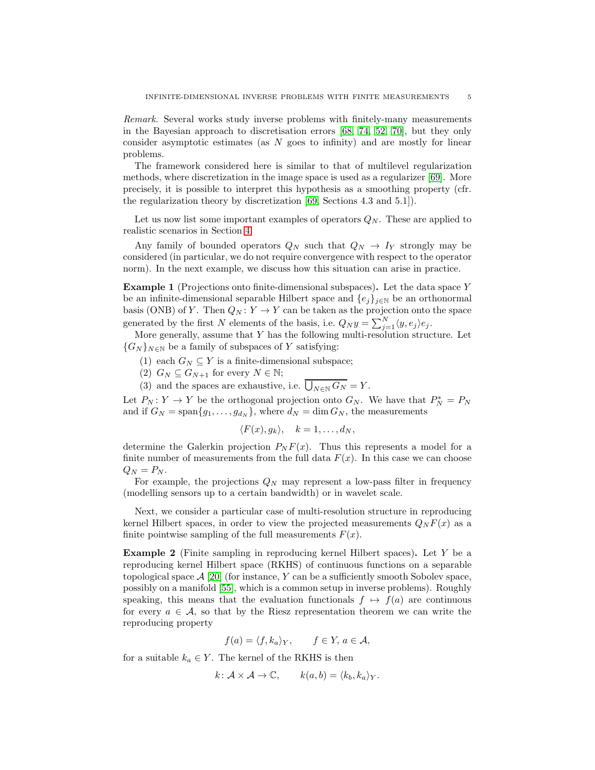*Remark.* Several works study inverse problems with finitely-many measurements in the Bayesian approach to discretisation errors [68, 74, 52, 70], but they only consider asymptotic estimates (as $N$ goes to infinity) and are mostly for linear problems.

The framework considered here is similar to that of multilevel regularization methods, where discretization in the image space is used as a regularizer [69]. More precisely, it is possible to interpret this hypothesis as a smoothing property (cfr. the regularization theory by discretization [69, Sections 4.3 and 5.1]).

Let us now list some important examples of operators $Q_N$. These are applied to realistic scenarios in Section 4.

Any family of bounded operators $Q_N$ such that $Q_N \to I_Y$ strongly may be considered (in particular, we do not require convergence with respect to the operator norm). In the next example, we discuss how this situation can arise in practice.

**Example 1** (Projections onto finite-dimensional subspaces)**.** Let the data space $Y$ be an infinite-dimensional separable Hilbert space and $\{e_j\}_{j\in\mathbb{N}}$ be an orthonormal basis (ONB) of $Y$. Then $Q_N : Y \to Y$ can be taken as the projection onto the space generated by the first $N$ elements of the basis, i.e. $Q_N y = \sum_{j=1}^{N} \langle y, e_j\rangle e_j$.

More generally, assume that $Y$ has the following multi-resolution structure. Let $\{G_N\}_{N\in\mathbb{N}}$ be a family of subspaces of $Y$ satisfying:

1. each $G_N \subseteq Y$ is a finite-dimensional subspace;
2. $G_N \subseteq G_{N+1}$ for every $N \in \mathbb{N}$;
3. and the spaces are exhaustive, i.e. $\overline{\bigcup_{N\in\mathbb{N}} G_N} = Y$.

Let $P_N : Y \to Y$ be the orthogonal projection onto $G_N$. We have that $P_N^* = P_N$ and if $G_N = \operatorname{span}\{g_1, \ldots, g_{d_N}\}$, where $d_N = \dim G_N$, the measurements

$$\langle F(x), g_k\rangle, \quad k = 1, \ldots, d_N,$$

determine the Galerkin projection $P_N F(x)$. Thus this represents a model for a finite number of measurements from the full data $F(x)$. In this case we can choose $Q_N = P_N$.

For example, the projections $Q_N$ may represent a low-pass filter in frequency (modelling sensors up to a certain bandwidth) or in wavelet scale.

Next, we consider a particular case of multi-resolution structure in reproducing kernel Hilbert spaces, in order to view the projected measurements $Q_N F(x)$ as a finite pointwise sampling of the full measurements $F(x)$.

**Example 2** (Finite sampling in reproducing kernel Hilbert spaces)**.** Let $Y$ be a reproducing kernel Hilbert space (RKHS) of continuous functions on a separable topological space $\mathcal{A}$ [20] (for instance, $Y$ can be a sufficiently smooth Sobolev space, possibly on a manifold [55], which is a common setup in inverse problems). Roughly speaking, this means that the evaluation functionals $f \mapsto f(a)$ are continuous for every $a \in \mathcal{A}$, so that by the Riesz representation theorem we can write the reproducing property

$$f(a) = \langle f, k_a\rangle_Y, \qquad f \in Y,\, a \in \mathcal{A},$$

for a suitable $k_a \in Y$. The kernel of the RKHS is then

$$k\colon \mathcal{A} \times \mathcal{A} \to \mathbb{C}, \qquad k(a, b) = \langle k_b, k_a\rangle_Y.$$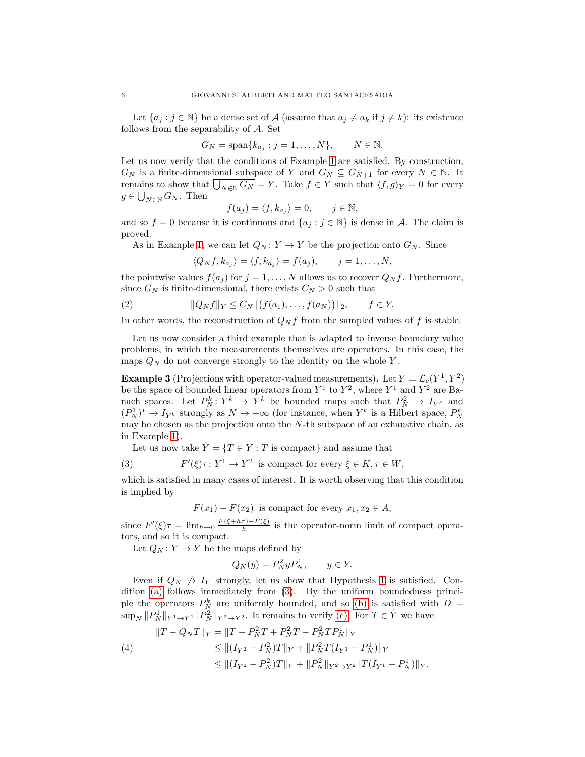Let $\{a_j : j \in \mathbb{N}\}$ be a dense set of $\mathcal{A}$ (assume that $a_j \neq a_k$ if $j \neq k$): its existence follows from the separability of $\mathcal{A}$. Set

$$G_N = \operatorname{span}\{k_{a_j} : j = 1, \ldots, N\}, \qquad N \in \mathbb{N}.$$

Let us now verify that the conditions of Example 1 are satisfied. By construction, $G_N$ is a finite-dimensional subspace of $Y$ and $G_N \subseteq G_{N+1}$ for every $N \in \mathbb{N}$. It remains to show that $\overline{\bigcup_{N\in\mathbb{N}} G_N} = Y$. Take $f \in Y$ such that $\langle f, g\rangle_Y = 0$ for every $g \in \bigcup_{N\in\mathbb{N}} G_N$. Then

$$f(a_j) = \langle f, k_{a_j}\rangle = 0, \qquad j \in \mathbb{N},$$

and so $f = 0$ because it is continuous and $\{a_j : j \in \mathbb{N}\}$ is dense in $\mathcal{A}$. The claim is proved.

As in Example 1, we can let $Q_N : Y \to Y$ be the projection onto $G_N$. Since

$$\langle Q_N f, k_{a_j}\rangle = \langle f, k_{a_j}\rangle = f(a_j), \qquad j = 1, \ldots, N,$$

the pointwise values $f(a_j)$ for $j = 1, \ldots, N$ allows us to recover $Q_N f$. Furthermore, since $G_N$ is finite-dimensional, there exists $C_N > 0$ such that

$$\|Q_N f\|_Y \leq C_N \big\|\big(f(a_1), \ldots, f(a_N)\big)\big\|_2, \qquad f \in Y. \tag{2}$$

In other words, the reconstruction of $Q_N f$ from the sampled values of $f$ is stable.

Let us now consider a third example that is adapted to inverse boundary value problems, in which the measurements themselves are operators. In this case, the maps $Q_N$ do not converge strongly to the identity on the whole $Y$.

**Example 3** (Projections with operator-valued measurements)**.** Let $Y = \mathcal{L}_c(Y^1, Y^2)$ be the space of bounded linear operators from $Y^1$ to $Y^2$, where $Y^1$ and $Y^2$ are Banach spaces. Let $P_N^k : Y^k \to Y^k$ be bounded maps such that $P_N^2 \to I_{Y^k}$ and $(P_N^1)^* \to I_{Y^k}$ strongly as $N \to +\infty$ (for instance, when $Y^k$ is a Hilbert space, $P_N^k$ may be chosen as the projection onto the $N$-th subspace of an exhaustive chain, as in Example 1).

Let us now take $\tilde{Y} = \{T \in Y : T \text{ is compact}\}$ and assume that

$$F'(\xi)\tau : Y^1 \to Y^2 \text{ is compact for every } \xi \in K, \tau \in W, \tag{3}$$

which is satisfied in many cases of interest. It is worth observing that this condition is implied by

$$F(x_1) - F(x_2) \text{ is compact for every } x_1, x_2 \in A,$$

since $F'(\xi)\tau = \lim_{h\to 0} \frac{F(\xi+h\tau)-F(\xi)}{h}$ is the operator-norm limit of compact operators, and so it is compact.

Let $Q_N : Y \to Y$ be the maps defined by

$$Q_N(y) = P_N^2 y P_N^1, \qquad y \in Y.$$

Even if $Q_N \not\to I_Y$ strongly, let us show that Hypothesis 1 is satisfied. Condition (a) follows immediately from (3). By the uniform boundedness principle the operators $P_N^k$ are uniformly bounded, and so (b) is satisfied with $D = \sup_N \|P_N^1\|_{Y^1\to Y^1} \|P_N^2\|_{Y^2\to Y^2}$. It remains to verify (c). For $T \in \tilde{Y}$ we have

$$\begin{aligned}
\|T - Q_N T\|_Y &= \|T - P_N^2 T + P_N^2 T - P_N^2 T P_N^1\|_Y \\
&\leq \|(I_{Y^2} - P_N^2)T\|_Y + \|P_N^2 T(I_{Y^1} - P_N^1)\|_Y \\
&\leq \|(I_{Y^2} - P_N^2)T\|_Y + \|P_N^2\|_{Y^2\to Y^2} \|T(I_{Y^1} - P_N^1)\|_Y.
\end{aligned} \tag{4}$$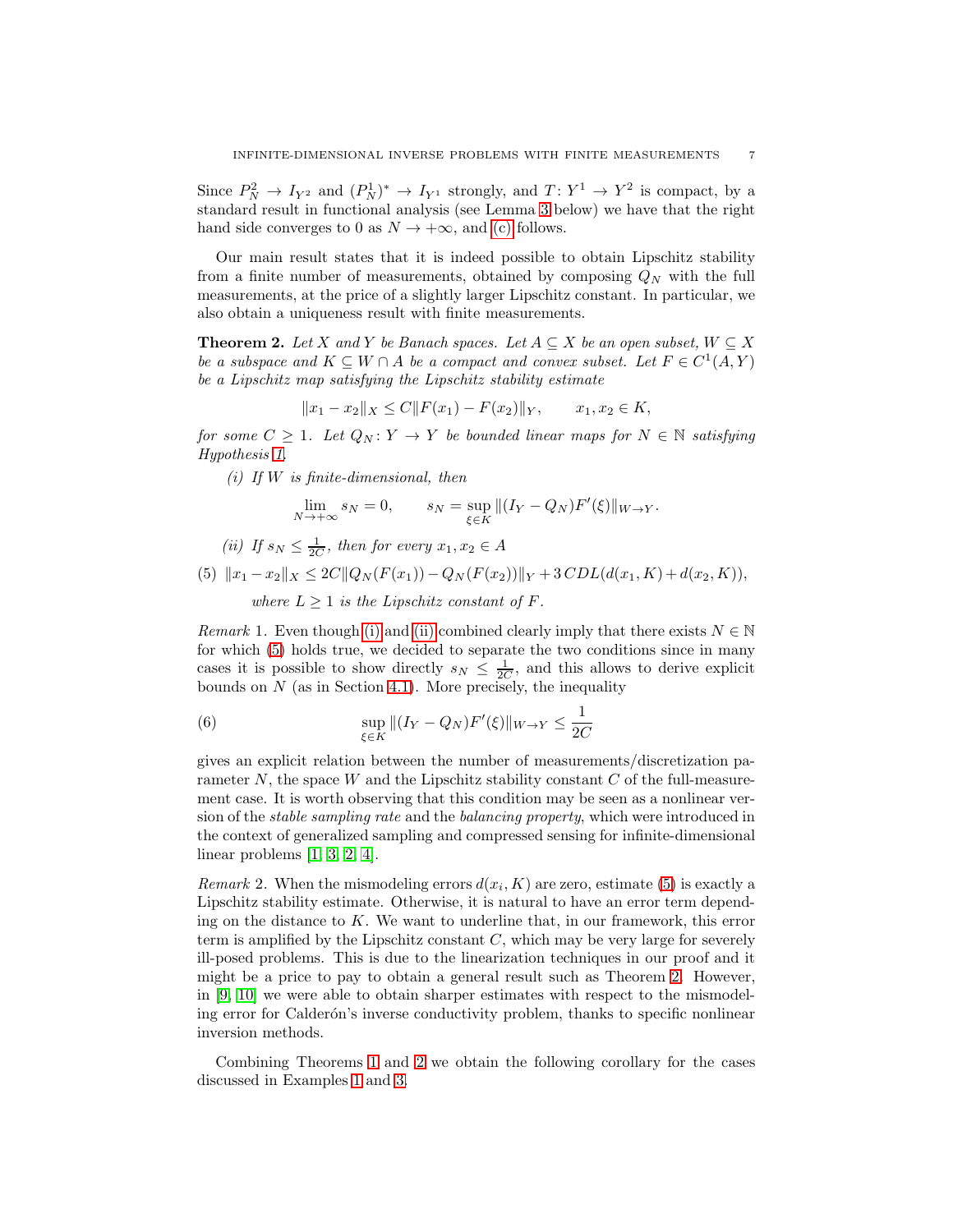Since $P_N^2 \to I_{Y^2}$ and $(P_N^1)^* \to I_{Y^1}$ strongly, and $T\colon Y^1 \to Y^2$ is compact, by a standard result in functional analysis (see Lemma 3 below) we have that the right hand side converges to 0 as $N \to +\infty$, and (c) follows.

Our main result states that it is indeed possible to obtain Lipschitz stability from a finite number of measurements, obtained by composing $Q_N$ with the full measurements, at the price of a slightly larger Lipschitz constant. In particular, we also obtain a uniqueness result with finite measurements.

**Theorem 2.** *Let $X$ and $Y$ be Banach spaces. Let $A \subseteq X$ be an open subset, $W \subseteq X$ be a subspace and $K \subseteq W \cap A$ be a compact and convex subset. Let $F \in C^1(A, Y)$ be a Lipschitz map satisfying the Lipschitz stability estimate*

$$\|x_1 - x_2\|_X \le C\|F(x_1) - F(x_2)\|_Y, \qquad x_1, x_2 \in K,$$

*for some $C \ge 1$. Let $Q_N \colon Y \to Y$ be bounded linear maps for $N \in \mathbb{N}$ satisfying Hypothesis 1.*

*(i) If $W$ is finite-dimensional, then*

$$\lim_{N\to+\infty} s_N = 0, \qquad s_N = \sup_{\xi\in K} \|(I_Y - Q_N)F'(\xi)\|_{W\to Y}.$$

*(ii) If $s_N \le \frac{1}{2C}$, then for every $x_1, x_2 \in A$*

$$\|x_1 - x_2\|_X \le 2C\|Q_N(F(x_1)) - Q_N(F(x_2))\|_Y + 3\,CDL(d(x_1, K) + d(x_2, K)), \tag{5}$$

*where $L \ge 1$ is the Lipschitz constant of $F$.*

*Remark* 1. Even though (i) and (ii) combined clearly imply that there exists $N \in \mathbb{N}$ for which (5) holds true, we decided to separate the two conditions since in many cases it is possible to show directly $s_N \le \frac{1}{2C}$, and this allows to derive explicit bounds on $N$ (as in Section 4.1). More precisely, the inequality

$$\sup_{\xi\in K} \|(I_Y - Q_N)F'(\xi)\|_{W\to Y} \le \frac{1}{2C} \tag{6}$$

gives an explicit relation between the number of measurements/discretization parameter $N$, the space $W$ and the Lipschitz stability constant $C$ of the full-measurement case. It is worth observing that this condition may be seen as a nonlinear version of the *stable sampling rate* and the *balancing property*, which were introduced in the context of generalized sampling and compressed sensing for infinite-dimensional linear problems [1, 3, 2, 4].

*Remark* 2. When the mismodeling errors $d(x_i, K)$ are zero, estimate (5) is exactly a Lipschitz stability estimate. Otherwise, it is natural to have an error term depending on the distance to $K$. We want to underline that, in our framework, this error term is amplified by the Lipschitz constant $C$, which may be very large for severely ill-posed problems. This is due to the linearization techniques in our proof and it might be a price to pay to obtain a general result such as Theorem 2. However, in [9, 10] we were able to obtain sharper estimates with respect to the mismodeling error for Calderón's inverse conductivity problem, thanks to specific nonlinear inversion methods.

Combining Theorems 1 and 2 we obtain the following corollary for the cases discussed in Examples 1 and 3.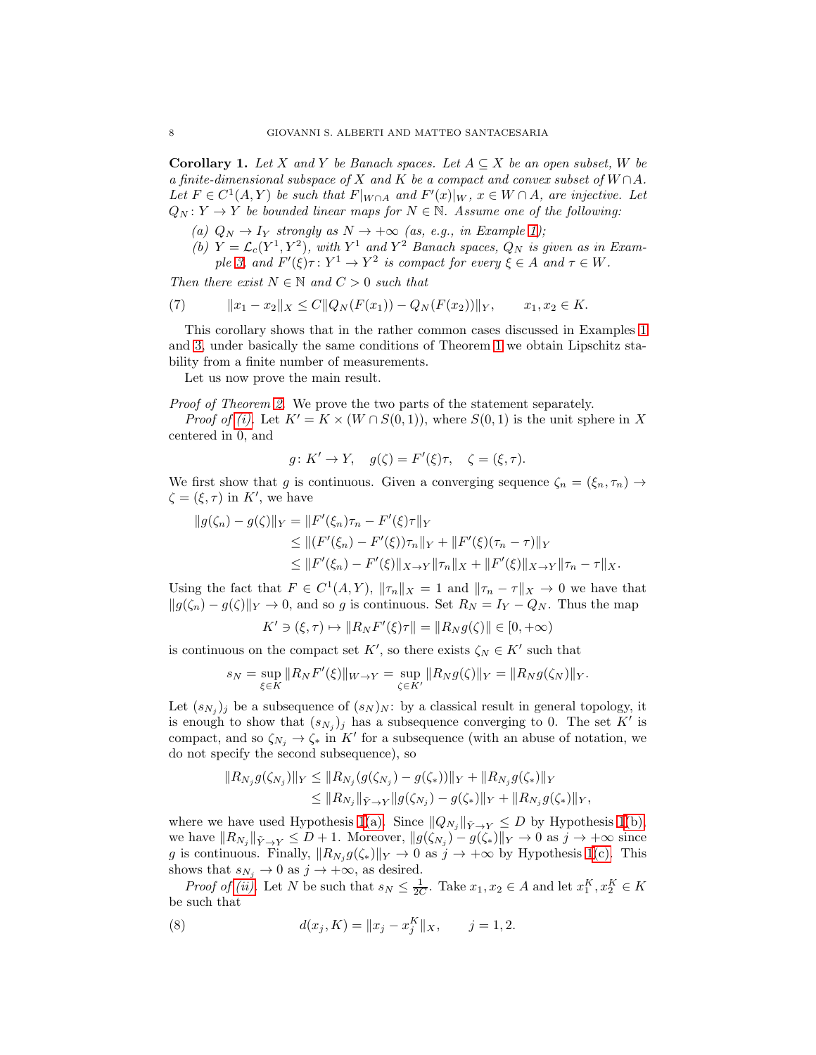**Corollary 1.** *Let $X$ and $Y$ be Banach spaces. Let $A \subseteq X$ be an open subset, $W$ be a finite-dimensional subspace of $X$ and $K$ be a compact and convex subset of $W \cap A$. Let $F \in C^1(A, Y)$ be such that $F|_{W\cap A}$ and $F'(x)|_W$, $x \in W \cap A$, are injective. Let $Q_N : Y \to Y$ be bounded linear maps for $N \in \mathbb{N}$. Assume one of the following:*

*(a) $Q_N \to I_Y$ strongly as $N \to +\infty$ (as, e.g., in Example 1);*

*(b) $Y = \mathcal{L}_c(Y^1, Y^2)$, with $Y^1$ and $Y^2$ Banach spaces, $Q_N$ is given as in Example 3, and $F'(\xi)\tau : Y^1 \to Y^2$ is compact for every $\xi \in A$ and $\tau \in W$.*

*Then there exist $N \in \mathbb{N}$ and $C > 0$ such that*

$$\|x_1 - x_2\|_X \leq C \|Q_N(F(x_1)) - Q_N(F(x_2))\|_Y, \qquad x_1, x_2 \in K. \tag{7}$$

This corollary shows that in the rather common cases discussed in Examples 1 and 3, under basically the same conditions of Theorem 1 we obtain Lipschitz stability from a finite number of measurements.

Let us now prove the main result.

*Proof of Theorem 2.* We prove the two parts of the statement separately.

*Proof of (i).* Let $K' = K \times (W \cap S(0,1))$, where $S(0,1)$ is the unit sphere in $X$ centered in 0, and

$$g : K' \to Y, \quad g(\zeta) = F'(\xi)\tau, \quad \zeta = (\xi, \tau).$$

We first show that $g$ is continuous. Given a converging sequence $\zeta_n = (\xi_n, \tau_n) \to \zeta = (\xi, \tau)$ in $K'$, we have

$$\begin{aligned}
\|g(\zeta_n) - g(\zeta)\|_Y &= \|F'(\xi_n)\tau_n - F'(\xi)\tau\|_Y \\
&\leq \|(F'(\xi_n) - F'(\xi))\tau_n\|_Y + \|F'(\xi)(\tau_n - \tau)\|_Y \\
&\leq \|F'(\xi_n) - F'(\xi)\|_{X \to Y} \|\tau_n\|_X + \|F'(\xi)\|_{X \to Y} \|\tau_n - \tau\|_X.
\end{aligned}$$

Using the fact that $F \in C^1(A, Y)$, $\|\tau_n\|_X = 1$ and $\|\tau_n - \tau\|_X \to 0$ we have that $\|g(\zeta_n) - g(\zeta)\|_Y \to 0$, and so $g$ is continuous. Set $R_N = I_Y - Q_N$. Thus the map

$$K' \ni (\xi, \tau) \mapsto \|R_N F'(\xi)\tau\| = \|R_N g(\zeta)\| \in [0, +\infty)$$

is continuous on the compact set $K'$, so there exists $\zeta_N \in K'$ such that

$$s_N = \sup_{\xi \in K} \|R_N F'(\xi)\|_{W \to Y} = \sup_{\zeta \in K'} \|R_N g(\zeta)\|_Y = \|R_N g(\zeta_N)\|_Y.$$

Let $(s_{N_j})_j$ be a subsequence of $(s_N)_N$: by a classical result in general topology, it is enough to show that $(s_{N_j})_j$ has a subsequence converging to 0. The set $K'$ is compact, and so $\zeta_{N_j} \to \zeta_*$ in $K'$ for a subsequence (with an abuse of notation, we do not specify the second subsequence), so

$$\begin{aligned}
\|R_{N_j} g(\zeta_{N_j})\|_Y &\leq \|R_{N_j}(g(\zeta_{N_j}) - g(\zeta_*))\|_Y + \|R_{N_j} g(\zeta_*)\|_Y \\
&\leq \|R_{N_j}\|_{\tilde{Y} \to Y} \|g(\zeta_{N_j}) - g(\zeta_*)\|_Y + \|R_{N_j} g(\zeta_*)\|_Y,
\end{aligned}$$

where we have used Hypothesis 1(a). Since $\|Q_{N_j}\|_{\tilde{Y} \to Y} \leq D$ by Hypothesis 1(b), we have $\|R_{N_j}\|_{\tilde{Y} \to Y} \leq D + 1$. Moreover, $\|g(\zeta_{N_j}) - g(\zeta_*)\|_Y \to 0$ as $j \to +\infty$ since $g$ is continuous. Finally, $\|R_{N_j} g(\zeta_*)\|_Y \to 0$ as $j \to +\infty$ by Hypothesis 1(c). This shows that $s_{N_j} \to 0$ as $j \to +\infty$, as desired.

*Proof of (ii).* Let $N$ be such that $s_N \leq \frac{1}{2C}$. Take $x_1, x_2 \in A$ and let $x_1^K, x_2^K \in K$ be such that

$$d(x_j, K) = \|x_j - x_j^K\|_X, \qquad j = 1, 2. \tag{8}$$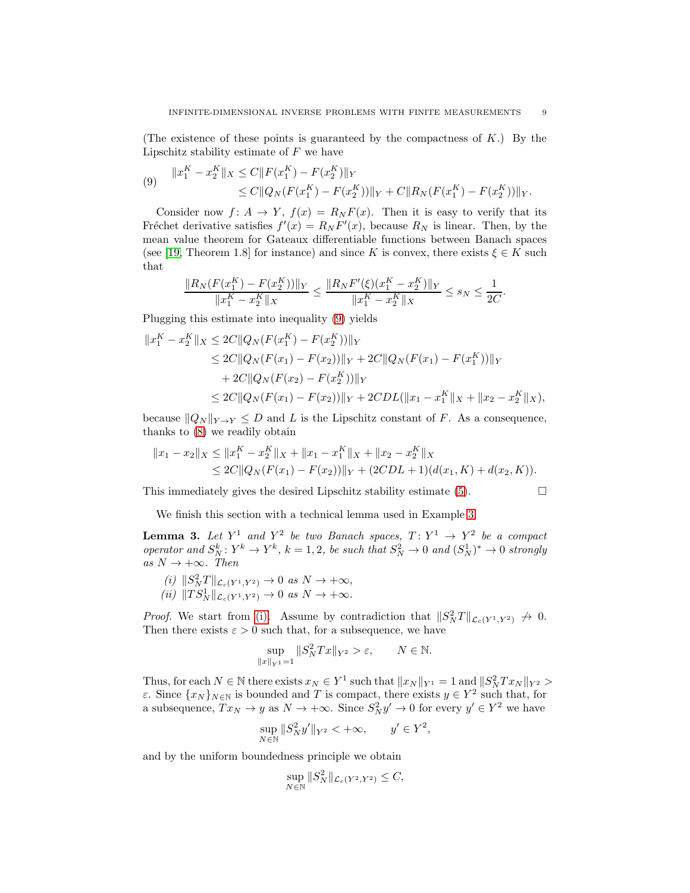(The existence of these points is guaranteed by the compactness of $K$.) By the Lipschitz stability estimate of $F$ we have

$$
\begin{aligned}
\|x_1^K - x_2^K\|_X &\le C\|F(x_1^K) - F(x_2^K)\|_Y \\
&\le C\|Q_N(F(x_1^K) - F(x_2^K))\|_Y + C\|R_N(F(x_1^K) - F(x_2^K))\|_Y.
\end{aligned} \tag{9}
$$

Consider now $f\colon A \to Y$, $f(x) = R_N F(x)$. Then it is easy to verify that its Fréchet derivative satisfies $f'(x) = R_N F'(x)$, because $R_N$ is linear. Then, by the mean value theorem for Gateaux differentiable functions between Banach spaces (see [19, Theorem 1.8] for instance) and since $K$ is convex, there exists $\xi \in K$ such that

$$
\frac{\|R_N(F(x_1^K) - F(x_2^K))\|_Y}{\|x_1^K - x_2^K\|_X} \le \frac{\|R_N F'(\xi)(x_1^K - x_2^K)\|_Y}{\|x_1^K - x_2^K\|_X} \le s_N \le \frac{1}{2C}.
$$

Plugging this estimate into inequality (9) yields

$$
\begin{aligned}
\|x_1^K - x_2^K\|_X &\le 2C\|Q_N(F(x_1^K) - F(x_2^K))\|_Y \\
&\le 2C\|Q_N(F(x_1) - F(x_2))\|_Y + 2C\|Q_N(F(x_1) - F(x_1^K))\|_Y \\
&\quad + 2C\|Q_N(F(x_2) - F(x_2^K))\|_Y \\
&\le 2C\|Q_N(F(x_1) - F(x_2))\|_Y + 2CDL(\|x_1 - x_1^K\|_X + \|x_2 - x_2^K\|_X),
\end{aligned}
$$

because $\|Q_N\|_{Y \to Y} \le D$ and $L$ is the Lipschitz constant of $F$. As a consequence, thanks to (8) we readily obtain

$$
\begin{aligned}
\|x_1 - x_2\|_X &\le \|x_1^K - x_2^K\|_X + \|x_1 - x_1^K\|_X + \|x_2 - x_2^K\|_X \\
&\le 2C\|Q_N(F(x_1) - F(x_2))\|_Y + (2CDL + 1)(d(x_1, K) + d(x_2, K)).
\end{aligned}
$$

This immediately gives the desired Lipschitz stability estimate (5). $\square$

We finish this section with a technical lemma used in Example 3.

**Lemma 3.** *Let $Y^1$ and $Y^2$ be two Banach spaces, $T\colon Y^1 \to Y^2$ be a compact operator and $S_N^k\colon Y^k \to Y^k$, $k = 1, 2$, be such that $S_N^2 \to 0$ and $(S_N^1)^* \to 0$ strongly as $N \to +\infty$. Then*

*(i)* $\|S_N^2 T\|_{\mathcal{L}_c(Y^1, Y^2)} \to 0$ *as* $N \to +\infty$,

*(ii)* $\|T S_N^1\|_{\mathcal{L}_c(Y^1, Y^2)} \to 0$ *as* $N \to +\infty$.

*Proof.* We start from (i). Assume by contradiction that $\|S_N^2 T\|_{\mathcal{L}_c(Y^1, Y^2)} \not\to 0$. Then there exists $\varepsilon > 0$ such that, for a subsequence, we have

$$
\sup_{\|x\|_{Y^1} = 1} \|S_N^2 T x\|_{Y^2} > \varepsilon, \qquad N \in \mathbb{N}.
$$

Thus, for each $N \in \mathbb{N}$ there exists $x_N \in Y^1$ such that $\|x_N\|_{Y^1} = 1$ and $\|S_N^2 T x_N\|_{Y^2} > \varepsilon$. Since $\{x_N\}_{N \in \mathbb{N}}$ is bounded and $T$ is compact, there exists $y \in Y^2$ such that, for a subsequence, $T x_N \to y$ as $N \to +\infty$. Since $S_N^2 y' \to 0$ for every $y' \in Y^2$ we have

$$
\sup_{N \in \mathbb{N}} \|S_N^2 y'\|_{Y^2} < +\infty, \qquad y' \in Y^2,
$$

and by the uniform boundedness principle we obtain

$$
\sup_{N \in \mathbb{N}} \|S_N^2\|_{\mathcal{L}_c(Y^2, Y^2)} \le C,
$$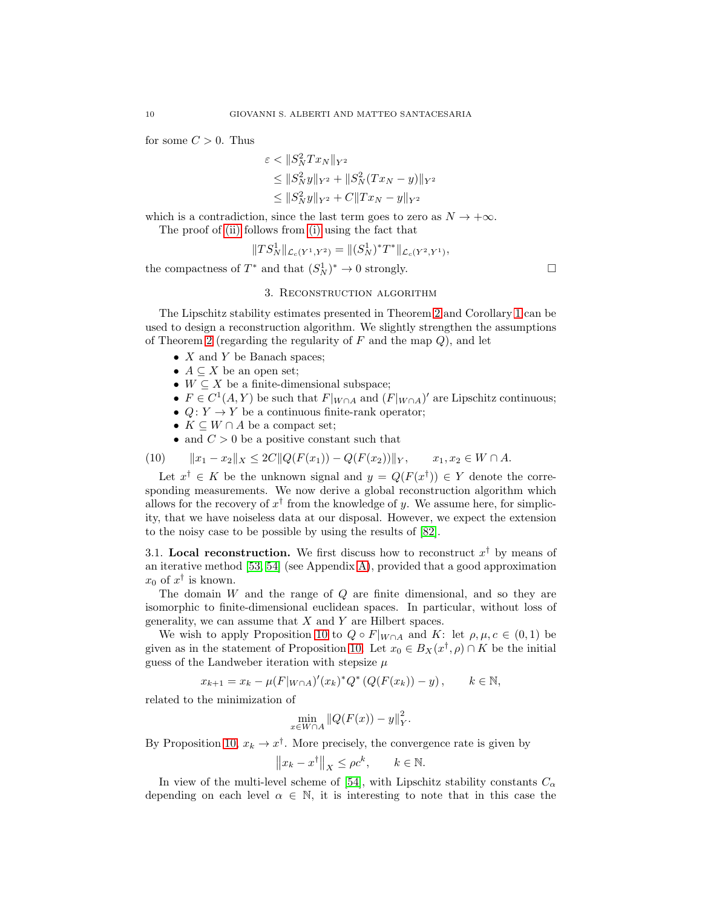for some $C > 0$. Thus

$$
\begin{aligned}
\varepsilon &< \|S_N^2 T x_N\|_{Y^2} \\
&\leq \|S_N^2 y\|_{Y^2} + \|S_N^2 (T x_N - y)\|_{Y^2} \\
&\leq \|S_N^2 y\|_{Y^2} + C\|T x_N - y\|_{Y^2}
\end{aligned}
$$

which is a contradiction, since the last term goes to zero as $N \to +\infty$.

The proof of (ii) follows from (i) using the fact that

$$\|T S_N^1\|_{\mathcal{L}_c(Y^1,Y^2)} = \|(S_N^1)^* T^*\|_{\mathcal{L}_c(Y^2,Y^1)},$$

the compactness of $T^*$ and that $(S_N^1)^* \to 0$ strongly. □

## 3. Reconstruction algorithm

The Lipschitz stability estimates presented in Theorem 2 and Corollary 1 can be used to design a reconstruction algorithm. We slightly strengthen the assumptions of Theorem 2 (regarding the regularity of $F$ and the map $Q$), and let

- $X$ and $Y$ be Banach spaces;
- $A \subseteq X$ be an open set;
- $W \subseteq X$ be a finite-dimensional subspace;
- $F \in C^1(A, Y)$ be such that $F|_{W\cap A}$ and $(F|_{W\cap A})'$ are Lipschitz continuous;
- $Q\colon Y \to Y$ be a continuous finite-rank operator;
- $K \subseteq W \cap A$ be a compact set;
- and $C > 0$ be a positive constant such that

$$\|x_1 - x_2\|_X \leq 2C\|Q(F(x_1)) - Q(F(x_2))\|_Y, \qquad x_1, x_2 \in W \cap A. \tag{10}$$

Let $x^\dagger \in K$ be the unknown signal and $y = Q(F(x^\dagger)) \in Y$ denote the corresponding measurements. We now derive a global reconstruction algorithm which allows for the recovery of $x^\dagger$ from the knowledge of $y$. We assume here, for simplicity, that we have noiseless data at our disposal. However, we expect the extension to the noisy case to be possible by using the results of [82].

### 3.1. Local reconstruction.

We first discuss how to reconstruct $x^\dagger$ by means of an iterative method [53, 54] (see Appendix A), provided that a good approximation $x_0$ of $x^\dagger$ is known.

The domain $W$ and the range of $Q$ are finite dimensional, and so they are isomorphic to finite-dimensional euclidean spaces. In particular, without loss of generality, we can assume that $X$ and $Y$ are Hilbert spaces.

We wish to apply Proposition 10 to $Q \circ F|_{W\cap A}$ and $K$: let $\rho, \mu, c \in (0,1)$ be given as in the statement of Proposition 10. Let $x_0 \in B_X(x^\dagger, \rho) \cap K$ be the initial guess of the Landweber iteration with stepsize $\mu$

$$x_{k+1} = x_k - \mu (F|_{W\cap A})'(x_k)^* Q^* \left(Q(F(x_k)) - y\right), \qquad k \in \mathbb{N},$$

related to the minimization of

$$\min_{x \in W\cap A} \|Q(F(x)) - y\|_Y^2.$$

By Proposition 10, $x_k \to x^\dagger$. More precisely, the convergence rate is given by

$$\left\|x_k - x^\dagger\right\|_X \leq \rho c^k, \qquad k \in \mathbb{N}.$$

In view of the multi-level scheme of [54], with Lipschitz stability constants $C_\alpha$ depending on each level $\alpha \in \mathbb{N}$, it is interesting to note that in this case the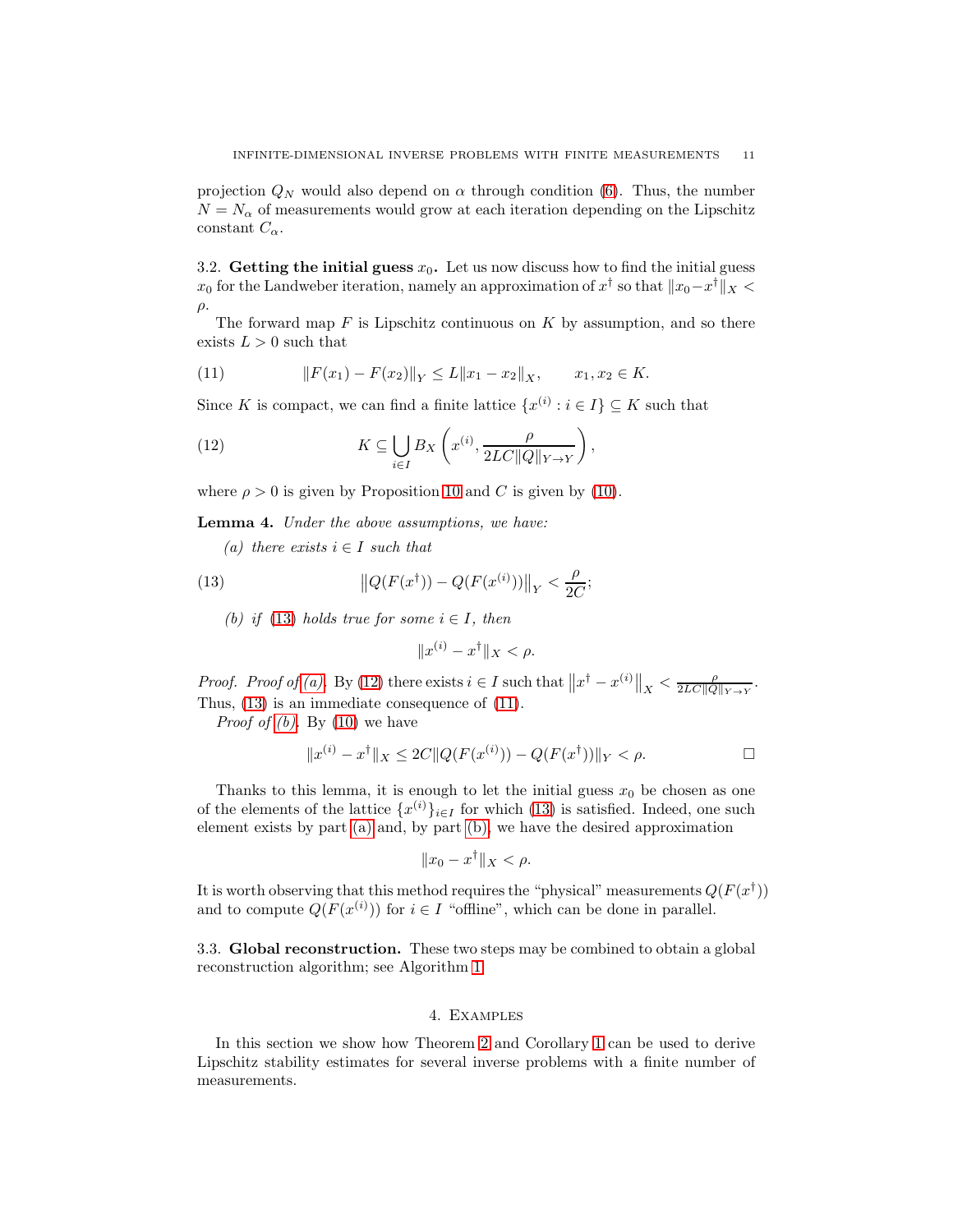projection $Q_N$ would also depend on $\alpha$ through condition (6). Thus, the number $N = N_\alpha$ of measurements would grow at each iteration depending on the Lipschitz constant $C_\alpha$.

### 3.2. Getting the initial guess $x_0$.

Let us now discuss how to find the initial guess $x_0$ for the Landweber iteration, namely an approximation of $x^\dagger$ so that $\|x_0 - x^\dagger\|_X < \rho$.

The forward map $F$ is Lipschitz continuous on $K$ by assumption, and so there exists $L > 0$ such that

$$\|F(x_1) - F(x_2)\|_Y \le L\|x_1 - x_2\|_X, \qquad x_1, x_2 \in K. \tag{11}$$

Since $K$ is compact, we can find a finite lattice $\{x^{(i)} : i \in I\} \subseteq K$ such that

$$K \subseteq \bigcup_{i\in I} B_X\left(x^{(i)}, \frac{\rho}{2LC\|Q\|_{Y\to Y}}\right), \tag{12}$$

where $\rho > 0$ is given by Proposition 10 and $C$ is given by (10).

**Lemma 4.** *Under the above assumptions, we have:*

*(a) there exists $i \in I$ such that*

$$\left\|Q(F(x^\dagger)) - Q(F(x^{(i)}))\right\|_Y < \frac{\rho}{2C}; \tag{13}$$

*(b) if (13) holds true for some $i \in I$, then*

$$\|x^{(i)} - x^\dagger\|_X < \rho.$$

*Proof. Proof of (a).* By (12) there exists $i \in I$ such that $\left\|x^\dagger - x^{(i)}\right\|_X < \frac{\rho}{2LC\|Q\|_{Y\to Y}}$. Thus, (13) is an immediate consequence of (11).

*Proof of (b).* By (10) we have

$$\|x^{(i)} - x^\dagger\|_X \le 2C\|Q(F(x^{(i)})) - Q(F(x^\dagger))\|_Y < \rho. \qquad \square$$

Thanks to this lemma, it is enough to let the initial guess $x_0$ be chosen as one of the elements of the lattice $\{x^{(i)}\}_{i\in I}$ for which (13) is satisfied. Indeed, one such element exists by part (a) and, by part (b), we have the desired approximation

$$\|x_0 - x^\dagger\|_X < \rho.$$

It is worth observing that this method requires the "physical" measurements $Q(F(x^\dagger))$ and to compute $Q(F(x^{(i)}))$ for $i \in I$ "offline", which can be done in parallel.

### 3.3. Global reconstruction.

These two steps may be combined to obtain a global reconstruction algorithm; see Algorithm 1.

## 4. Examples

In this section we show how Theorem 2 and Corollary 1 can be used to derive Lipschitz stability estimates for several inverse problems with a finite number of measurements.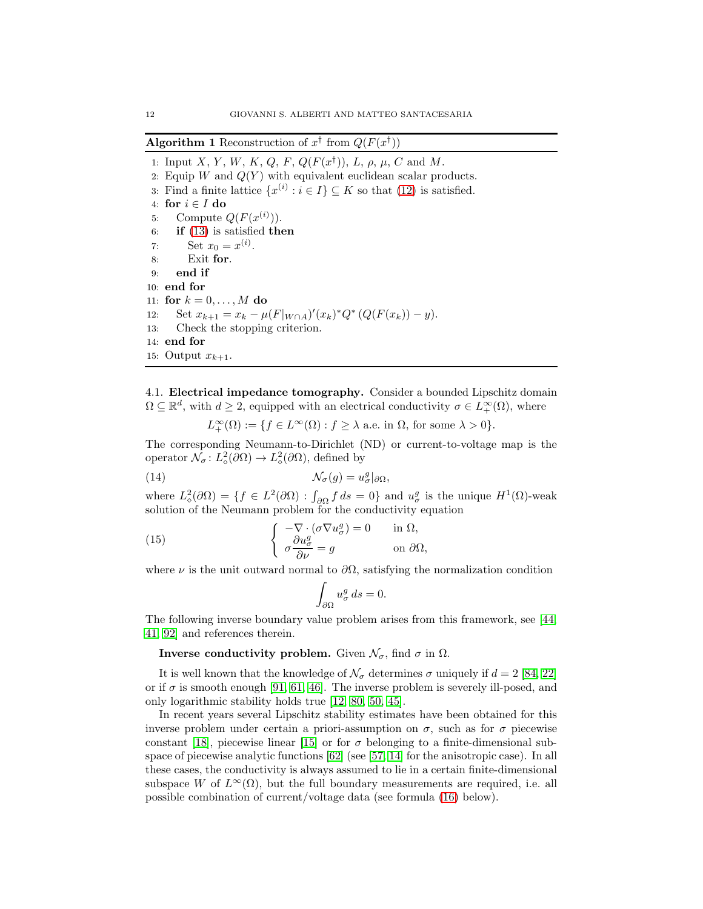**Algorithm 1** Reconstruction of $x^\dagger$ from $Q(F(x^\dagger))$

```
1: Input X, Y, W, K, Q, F, Q(F(x†)), L, ρ, μ, C and M.
2: Equip W and Q(Y) with equivalent euclidean scalar products.
3: Find a finite lattice {x^(i) : i ∈ I} ⊆ K so that (12) is satisfied.
4: for i ∈ I do
5:    Compute Q(F(x^(i))).
6:    if (13) is satisfied then
7:       Set x_0 = x^(i).
8:       Exit for.
9:    end if
10: end for
11: for k = 0, ..., M do
12:    Set x_{k+1} = x_k − μ(F|_{W∩A})'(x_k)^* Q^* (Q(F(x_k)) − y).
13:    Check the stopping criterion.
14: end for
15: Output x_{k+1}.
```

### 4.1. Electrical impedance tomography.

Consider a bounded Lipschitz domain $\Omega \subseteq \mathbb{R}^d$, with $d \geq 2$, equipped with an electrical conductivity $\sigma \in L^\infty_+(\Omega)$, where

$$L^\infty_+(\Omega) := \{f \in L^\infty(\Omega) : f \geq \lambda \text{ a.e. in } \Omega, \text{ for some } \lambda > 0\}.$$

The corresponding Neumann-to-Dirichlet (ND) or current-to-voltage map is the operator $\mathcal{N}_\sigma \colon L^2_\diamond(\partial\Omega) \to L^2_\diamond(\partial\Omega)$, defined by

$$\mathcal{N}_\sigma(g) = u^g_\sigma|_{\partial\Omega}, \tag{14}$$

where $L^2_\diamond(\partial\Omega) = \{f \in L^2(\partial\Omega) : \int_{\partial\Omega} f \, ds = 0\}$ and $u^g_\sigma$ is the unique $H^1(\Omega)$-weak solution of the Neumann problem for the conductivity equation

$$\begin{cases} -\nabla \cdot (\sigma \nabla u^g_\sigma) = 0 & \text{in } \Omega, \\ \sigma \dfrac{\partial u^g_\sigma}{\partial \nu} = g & \text{on } \partial\Omega, \end{cases} \tag{15}$$

where $\nu$ is the unit outward normal to $\partial\Omega$, satisfying the normalization condition

$$\int_{\partial\Omega} u^g_\sigma \, ds = 0.$$

The following inverse boundary value problem arises from this framework, see [44, 41, 92] and references therein.

**Inverse conductivity problem.** Given $\mathcal{N}_\sigma$, find $\sigma$ in $\Omega$.

It is well known that the knowledge of $\mathcal{N}_\sigma$ determines $\sigma$ uniquely if $d = 2$ [84, 22] or if $\sigma$ is smooth enough [91, 61, 46]. The inverse problem is severely ill-posed, and only logarithmic stability holds true [12, 80, 50, 45].

In recent years several Lipschitz stability estimates have been obtained for this inverse problem under certain a priori-assumption on $\sigma$, such as for $\sigma$ piecewise constant [18], piecewise linear [15] or for $\sigma$ belonging to a finite-dimensional subspace of piecewise analytic functions [62] (see [57, 14] for the anisotropic case). In all these cases, the conductivity is always assumed to lie in a certain finite-dimensional subspace $W$ of $L^\infty(\Omega)$, but the full boundary measurements are required, i.e. all possible combination of current/voltage data (see formula (16) below).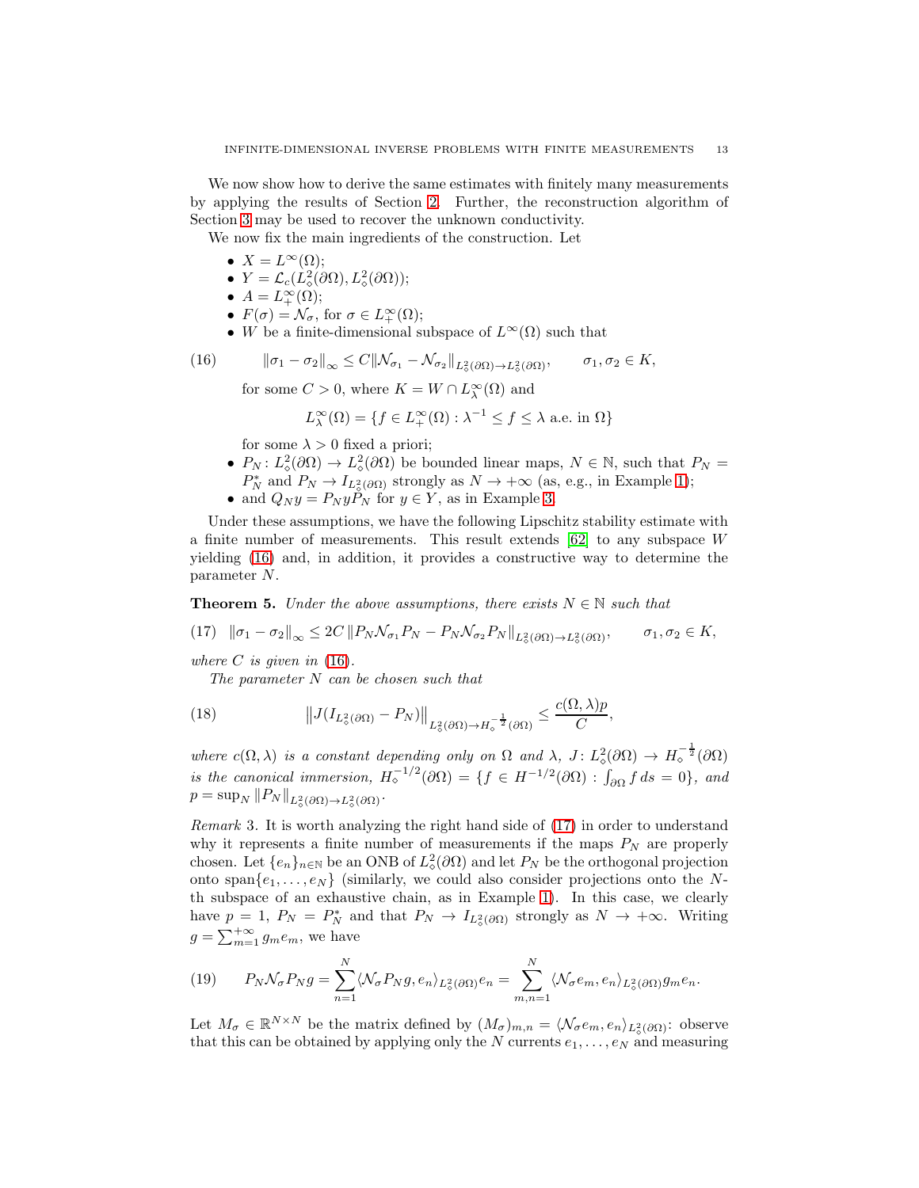We now show how to derive the same estimates with finitely many measurements by applying the results of Section 2. Further, the reconstruction algorithm of Section 3 may be used to recover the unknown conductivity.

We now fix the main ingredients of the construction. Let

- $X = L^\infty(\Omega)$;
- $Y = \mathcal{L}_c(L^2_\diamond(\partial\Omega), L^2_\diamond(\partial\Omega))$;
- $A = L^\infty_+(\Omega)$;
- $F(\sigma) = \mathcal{N}_\sigma$, for $\sigma \in L^\infty_+(\Omega)$;
- $W$ be a finite-dimensional subspace of $L^\infty(\Omega)$ such that

$$\|\sigma_1 - \sigma_2\|_\infty \le C\|\mathcal{N}_{\sigma_1} - \mathcal{N}_{\sigma_2}\|_{L^2_\diamond(\partial\Omega)\to L^2_\diamond(\partial\Omega)}, \qquad \sigma_1, \sigma_2 \in K, \tag{16}$$

  for some $C > 0$, where $K = W \cap L^\infty_\lambda(\Omega)$ and

$$L^\infty_\lambda(\Omega) = \{f \in L^\infty_+(\Omega) : \lambda^{-1} \le f \le \lambda \text{ a.e. in } \Omega\}$$

  for some $\lambda > 0$ fixed a priori;
- $P_N : L^2_\diamond(\partial\Omega) \to L^2_\diamond(\partial\Omega)$ be bounded linear maps, $N \in \mathbb{N}$, such that $P_N = P_N^*$ and $P_N \to I_{L^2_\diamond(\partial\Omega)}$ strongly as $N \to +\infty$ (as, e.g., in Example 1);
- and $Q_N y = P_N y P_N$ for $y \in Y$, as in Example 3.

Under these assumptions, we have the following Lipschitz stability estimate with a finite number of measurements. This result extends [62] to any subspace $W$ yielding (16) and, in addition, it provides a constructive way to determine the parameter $N$.

**Theorem 5.** *Under the above assumptions, there exists $N \in \mathbb{N}$ such that*

$$\|\sigma_1 - \sigma_2\|_\infty \le 2C\,\|P_N\mathcal{N}_{\sigma_1}P_N - P_N\mathcal{N}_{\sigma_2}P_N\|_{L^2_\diamond(\partial\Omega)\to L^2_\diamond(\partial\Omega)}, \qquad \sigma_1, \sigma_2 \in K, \tag{17}$$

*where $C$ is given in (16).*

*The parameter $N$ can be chosen such that*

$$\left\|J(I_{L^2_\diamond(\partial\Omega)} - P_N)\right\|_{L^2_\diamond(\partial\Omega)\to H_\diamond^{-\frac{1}{2}}(\partial\Omega)} \le \frac{c(\Omega,\lambda)p}{C}, \tag{18}$$

*where $c(\Omega,\lambda)$ is a constant depending only on $\Omega$ and $\lambda$, $J : L^2_\diamond(\partial\Omega) \to H_\diamond^{-\frac{1}{2}}(\partial\Omega)$ is the canonical immersion, $H_\diamond^{-1/2}(\partial\Omega) = \{f \in H^{-1/2}(\partial\Omega) : \int_{\partial\Omega} f\,ds = 0\}$, and $p = \sup_N \|P_N\|_{L^2_\diamond(\partial\Omega)\to L^2_\diamond(\partial\Omega)}$.*

*Remark* 3. It is worth analyzing the right hand side of (17) in order to understand why it represents a finite number of measurements if the maps $P_N$ are properly chosen. Let $\{e_n\}_{n\in\mathbb{N}}$ be an ONB of $L^2_\diamond(\partial\Omega)$ and let $P_N$ be the orthogonal projection onto $\operatorname{span}\{e_1,\dots,e_N\}$ (similarly, we could also consider projections onto the $N$-th subspace of an exhaustive chain, as in Example 1). In this case, we clearly have $p = 1$, $P_N = P_N^*$ and that $P_N \to I_{L^2_\diamond(\partial\Omega)}$ strongly as $N \to +\infty$. Writing $g = \sum_{m=1}^{+\infty} g_m e_m$, we have

$$P_N\mathcal{N}_\sigma P_N g = \sum_{n=1}^{N} \langle \mathcal{N}_\sigma P_N g, e_n\rangle_{L^2_\diamond(\partial\Omega)} e_n = \sum_{m,n=1}^{N} \langle \mathcal{N}_\sigma e_m, e_n\rangle_{L^2_\diamond(\partial\Omega)} g_m e_n. \tag{19}$$

Let $M_\sigma \in \mathbb{R}^{N\times N}$ be the matrix defined by $(M_\sigma)_{m,n} = \langle \mathcal{N}_\sigma e_m, e_n\rangle_{L^2_\diamond(\partial\Omega)}$: observe that this can be obtained by applying only the $N$ currents $e_1,\dots,e_N$ and measuring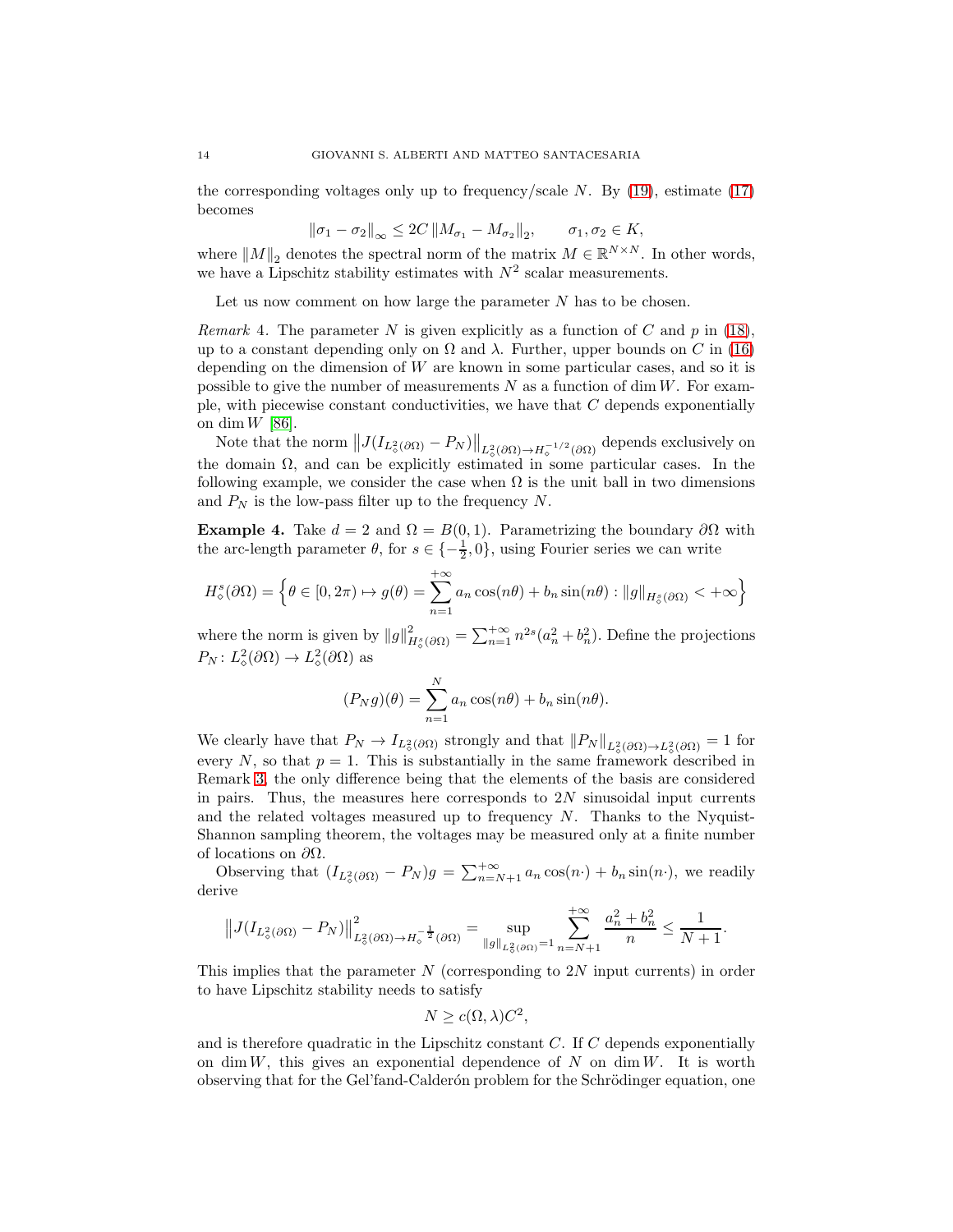the corresponding voltages only up to frequency/scale $N$. By (19), estimate (17) becomes

$$\|\sigma_1 - \sigma_2\|_\infty \leq 2C \|M_{\sigma_1} - M_{\sigma_2}\|_2, \qquad \sigma_1, \sigma_2 \in K,$$

where $\|M\|_2$ denotes the spectral norm of the matrix $M \in \mathbb{R}^{N \times N}$. In other words, we have a Lipschitz stability estimates with $N^2$ scalar measurements.

Let us now comment on how large the parameter $N$ has to be chosen.

*Remark* 4. The parameter $N$ is given explicitly as a function of $C$ and $p$ in (18), up to a constant depending only on $\Omega$ and $\lambda$. Further, upper bounds on $C$ in (16) depending on the dimension of $W$ are known in some particular cases, and so it is possible to give the number of measurements $N$ as a function of $\dim W$. For example, with piecewise constant conductivities, we have that $C$ depends exponentially on $\dim W$ [86].

Note that the norm $\|J(I_{L^2_\diamond(\partial\Omega)} - P_N)\|_{L^2_\diamond(\partial\Omega) \to H_\diamond^{-1/2}(\partial\Omega)}$ depends exclusively on the domain $\Omega$, and can be explicitly estimated in some particular cases. In the following example, we consider the case when $\Omega$ is the unit ball in two dimensions and $P_N$ is the low-pass filter up to the frequency $N$.

**Example 4.** Take $d = 2$ and $\Omega = B(0, 1)$. Parametrizing the boundary $\partial\Omega$ with the arc-length parameter $\theta$, for $s \in \{-\frac{1}{2}, 0\}$, using Fourier series we can write

$$H^s_\diamond(\partial\Omega) = \Big\{\theta \in [0, 2\pi) \mapsto g(\theta) = \sum_{n=1}^{+\infty} a_n \cos(n\theta) + b_n \sin(n\theta) : \|g\|_{H^s_\diamond(\partial\Omega)} < +\infty\Big\}$$

where the norm is given by $\|g\|^2_{H^s_\diamond(\partial\Omega)} = \sum_{n=1}^{+\infty} n^{2s}(a_n^2 + b_n^2)$. Define the projections $P_N \colon L^2_\diamond(\partial\Omega) \to L^2_\diamond(\partial\Omega)$ as

$$(P_N g)(\theta) = \sum_{n=1}^{N} a_n \cos(n\theta) + b_n \sin(n\theta).$$

We clearly have that $P_N \to I_{L^2_\diamond(\partial\Omega)}$ strongly and that $\|P_N\|_{L^2_\diamond(\partial\Omega) \to L^2_\diamond(\partial\Omega)} = 1$ for every $N$, so that $p = 1$. This is substantially in the same framework described in Remark 3, the only difference being that the elements of the basis are considered in pairs. Thus, the measures here corresponds to $2N$ sinusoidal input currents and the related voltages measured up to frequency $N$. Thanks to the Nyquist-Shannon sampling theorem, the voltages may be measured only at a finite number of locations on $\partial\Omega$.

Observing that $(I_{L^2_\diamond(\partial\Omega)} - P_N)g = \sum_{n=N+1}^{+\infty} a_n \cos(n\cdot) + b_n \sin(n\cdot)$, we readily derive

$$\|J(I_{L^2_\diamond(\partial\Omega)} - P_N)\|^2_{L^2_\diamond(\partial\Omega) \to H_\diamond^{-\frac{1}{2}}(\partial\Omega)} = \sup_{\|g\|_{L^2_\diamond(\partial\Omega)} = 1} \sum_{n=N+1}^{+\infty} \frac{a_n^2 + b_n^2}{n} \leq \frac{1}{N+1}.$$

This implies that the parameter $N$ (corresponding to $2N$ input currents) in order to have Lipschitz stability needs to satisfy

$$N \geq c(\Omega, \lambda) C^2,$$

and is therefore quadratic in the Lipschitz constant $C$. If $C$ depends exponentially on $\dim W$, this gives an exponential dependence of $N$ on $\dim W$. It is worth observing that for the Gel'fand-Calderón problem for the Schrödinger equation, one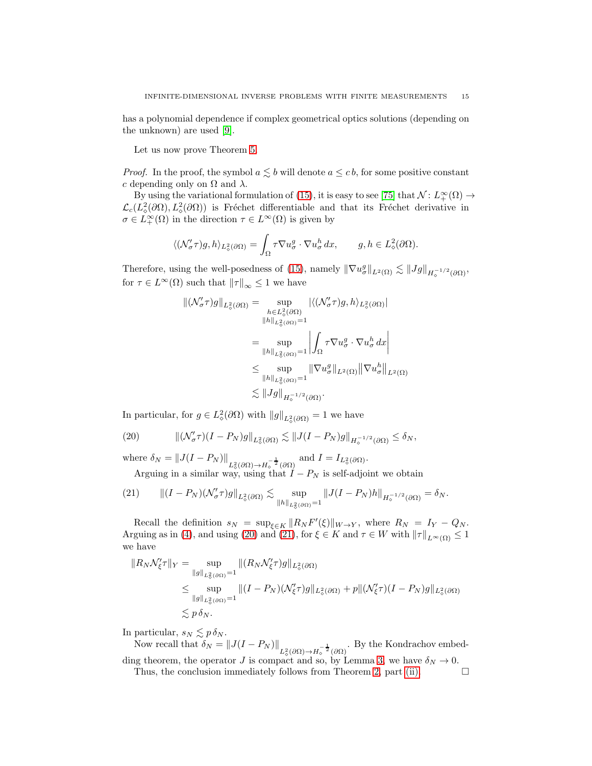has a polynomial dependence if complex geometrical optics solutions (depending on the unknown) are used [9].

Let us now prove Theorem 5.

*Proof.* In the proof, the symbol $a \lesssim b$ will denote $a \leq c\, b$, for some positive constant $c$ depending only on $\Omega$ and $\lambda$.

By using the variational formulation of (15), it is easy to see [75] that $\mathcal{N}\colon L^\infty_+(\Omega) \to \mathcal{L}_c(L^2_\diamond(\partial\Omega), L^2_\diamond(\partial\Omega))$ is Fréchet differentiable and that its Fréchet derivative in $\sigma \in L^\infty_+(\Omega)$ in the direction $\tau \in L^\infty(\Omega)$ is given by

$$\langle (\mathcal{N}'_\sigma \tau) g, h\rangle_{L^2_\diamond(\partial\Omega)} = \int_\Omega \tau \nabla u^g_\sigma \cdot \nabla u^h_\sigma \, dx, \qquad g, h \in L^2_\diamond(\partial\Omega).$$

Therefore, using the well-posedness of (15), namely $\|\nabla u^g_\sigma\|_{L^2(\Omega)} \lesssim \|Jg\|_{H^{-1/2}_\diamond(\partial\Omega)}$, for $\tau \in L^\infty(\Omega)$ such that $\|\tau\|_\infty \leq 1$ we have

$$\begin{aligned}
\|(\mathcal{N}'_\sigma \tau) g\|_{L^2_\diamond(\partial\Omega)} &= \sup_{\substack{h \in L^2_\diamond(\partial\Omega)\\ \|h\|_{L^2_\diamond(\partial\Omega)}=1}} |\langle (\mathcal{N}'_\sigma \tau) g, h\rangle_{L^2_\diamond(\partial\Omega)}| \\
&= \sup_{\|h\|_{L^2_\diamond(\partial\Omega)}=1} \left| \int_\Omega \tau \nabla u^g_\sigma \cdot \nabla u^h_\sigma \, dx \right| \\
&\leq \sup_{\|h\|_{L^2_\diamond(\partial\Omega)}=1} \|\nabla u^g_\sigma\|_{L^2(\Omega)} \|\nabla u^h_\sigma\|_{L^2(\Omega)} \\
&\lesssim \|Jg\|_{H^{-1/2}_\diamond(\partial\Omega)}.
\end{aligned}$$

In particular, for $g \in L^2_\diamond(\partial\Omega)$ with $\|g\|_{L^2_\diamond(\partial\Omega)} = 1$ we have

$$\|(\mathcal{N}'_\sigma \tau)(I - P_N) g\|_{L^2_\diamond(\partial\Omega)} \lesssim \|J(I-P_N)g\|_{H^{-1/2}_\diamond(\partial\Omega)} \leq \delta_N, \tag{20}$$

where $\delta_N = \|J(I-P_N)\|_{L^2_\diamond(\partial\Omega) \to H^{-\frac{1}{2}}_\diamond(\partial\Omega)}$ and $I = I_{L^2_\diamond(\partial\Omega)}$.

Arguing in a similar way, using that $I - P_N$ is self-adjoint we obtain

$$\|(I-P_N)(\mathcal{N}'_\sigma \tau) g\|_{L^2_\diamond(\partial\Omega)} \lesssim \sup_{\|h\|_{L^2_\diamond(\partial\Omega)}=1} \|J(I-P_N)h\|_{H^{-1/2}_\diamond(\partial\Omega)} = \delta_N. \tag{21}$$

Recall the definition $s_N = \sup_{\xi \in K} \|R_N F'(\xi)\|_{W \to Y}$, where $R_N = I_Y - Q_N$. Arguing as in (4), and using (20) and (21), for $\xi \in K$ and $\tau \in W$ with $\|\tau\|_{L^\infty(\Omega)} \leq 1$ we have

$$\begin{aligned}
\|R_N \mathcal{N}'_\xi \tau\|_Y &= \sup_{\|g\|_{L^2_\diamond(\partial\Omega)}=1} \|(R_N \mathcal{N}'_\xi \tau) g\|_{L^2_\diamond(\partial\Omega)} \\
&\leq \sup_{\|g\|_{L^2_\diamond(\partial\Omega)}=1} \|(I-P_N)(\mathcal{N}'_\xi \tau) g\|_{L^2_\diamond(\partial\Omega)} + p\|(\mathcal{N}'_\xi \tau)(I-P_N) g\|_{L^2_\diamond(\partial\Omega)} \\
&\lesssim p\, \delta_N.
\end{aligned}$$

In particular, $s_N \lesssim p\, \delta_N$.

Now recall that $\delta_N = \|J(I-P_N)\|_{L^2_\diamond(\partial\Omega) \to H^{-\frac{1}{2}}_\diamond(\partial\Omega)}$. By the Kondrachov embedding theorem, the operator $J$ is compact and so, by Lemma 3, we have $\delta_N \to 0$.

Thus, the conclusion immediately follows from Theorem 2, part (ii). □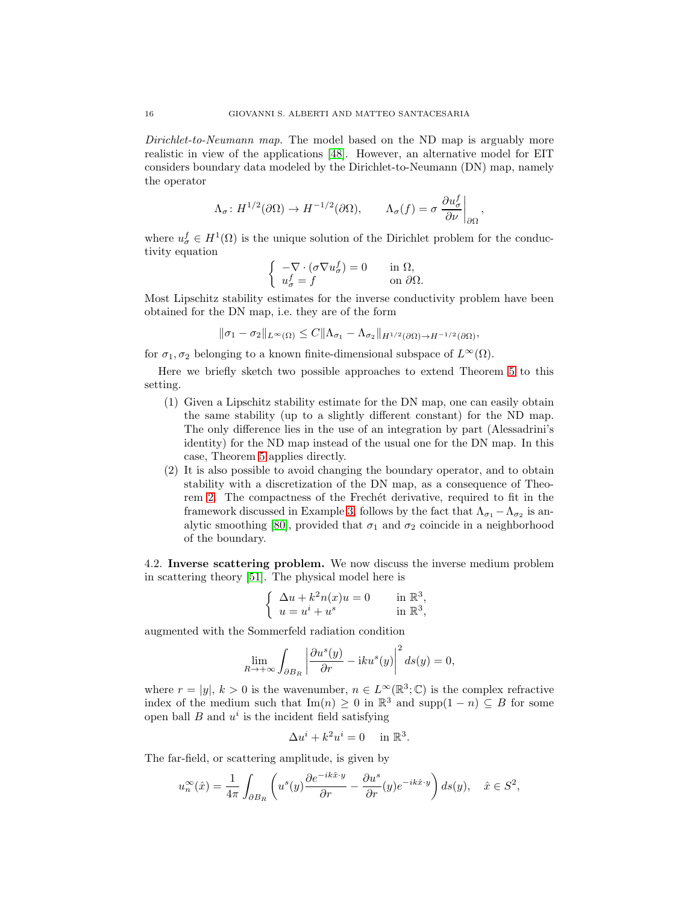*Dirichlet-to-Neumann map.* The model based on the ND map is arguably more realistic in view of the applications [48]. However, an alternative model for EIT considers boundary data modeled by the Dirichlet-to-Neumann (DN) map, namely the operator

$$\Lambda_\sigma \colon H^{1/2}(\partial\Omega) \to H^{-1/2}(\partial\Omega), \qquad \Lambda_\sigma(f) = \sigma \left.\frac{\partial u_\sigma^f}{\partial \nu}\right|_{\partial\Omega},$$

where $u_\sigma^f \in H^1(\Omega)$ is the unique solution of the Dirichlet problem for the conductivity equation

$$\begin{cases} -\nabla \cdot (\sigma \nabla u_\sigma^f) = 0 & \text{in } \Omega, \\ u_\sigma^f = f & \text{on } \partial\Omega. \end{cases}$$

Most Lipschitz stability estimates for the inverse conductivity problem have been obtained for the DN map, i.e. they are of the form

$$\|\sigma_1 - \sigma_2\|_{L^\infty(\Omega)} \leq C \|\Lambda_{\sigma_1} - \Lambda_{\sigma_2}\|_{H^{1/2}(\partial\Omega)\to H^{-1/2}(\partial\Omega)},$$

for $\sigma_1, \sigma_2$ belonging to a known finite-dimensional subspace of $L^\infty(\Omega)$.

Here we briefly sketch two possible approaches to extend Theorem 5 to this setting.

1. Given a Lipschitz stability estimate for the DN map, one can easily obtain the same stability (up to a slightly different constant) for the ND map. The only difference lies in the use of an integration by part (Alessadrini's identity) for the ND map instead of the usual one for the DN map. In this case, Theorem 5 applies directly.
2. It is also possible to avoid changing the boundary operator, and to obtain stability with a discretization of the DN map, as a consequence of Theorem 2. The compactness of the Fréchet derivative, required to fit in the framework discussed in Example 3, follows by the fact that $\Lambda_{\sigma_1} - \Lambda_{\sigma_2}$ is analytic smoothing [80], provided that $\sigma_1$ and $\sigma_2$ coincide in a neighborhood of the boundary.

4.2. **Inverse scattering problem.** We now discuss the inverse medium problem in scattering theory [51]. The physical model here is

$$\begin{cases} \Delta u + k^2 n(x) u = 0 & \text{in } \mathbb{R}^3, \\ u = u^i + u^s & \text{in } \mathbb{R}^3, \end{cases}$$

augmented with the Sommerfeld radiation condition

$$\lim_{R\to+\infty} \int_{\partial B_R} \left| \frac{\partial u^s(y)}{\partial r} - \mathrm{i}k u^s(y) \right|^2 ds(y) = 0,$$

where $r = |y|$, $k > 0$ is the wavenumber, $n \in L^\infty(\mathbb{R}^3; \mathbb{C})$ is the complex refractive index of the medium such that $\mathrm{Im}(n) \geq 0$ in $\mathbb{R}^3$ and $\mathrm{supp}(1-n) \subseteq B$ for some open ball $B$ and $u^i$ is the incident field satisfying

$$\Delta u^i + k^2 u^i = 0 \quad \text{in } \mathbb{R}^3.$$

The far-field, or scattering amplitude, is given by

$$u_n^\infty(\hat{x}) = \frac{1}{4\pi} \int_{\partial B_R} \left( u^s(y) \frac{\partial e^{-ik\hat{x}\cdot y}}{\partial r} - \frac{\partial u^s}{\partial r}(y) e^{-ik\hat{x}\cdot y} \right) ds(y), \quad \hat{x} \in S^2,$$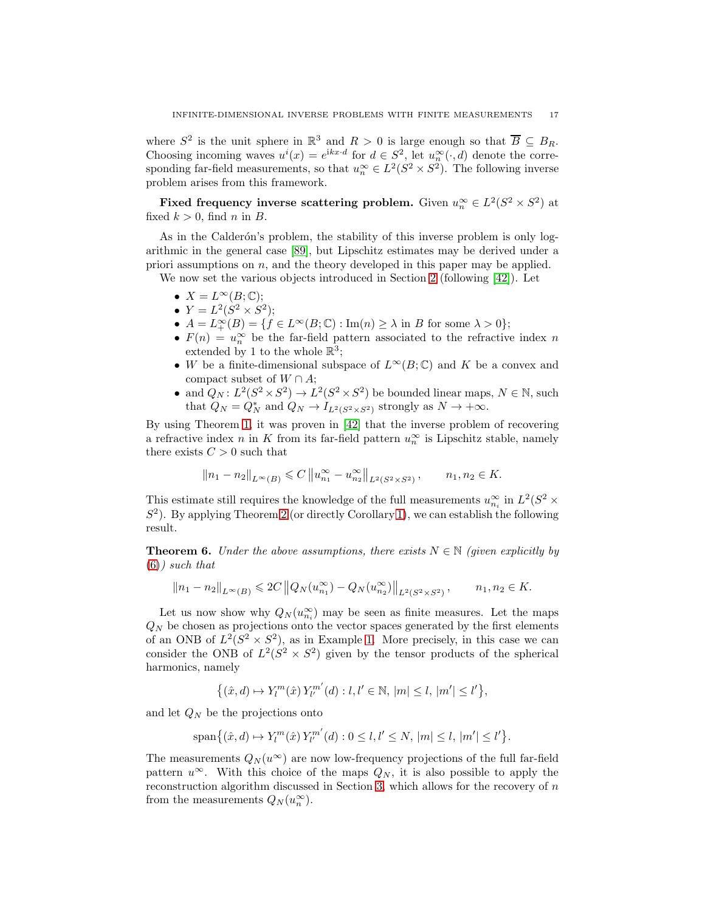where $S^2$ is the unit sphere in $\mathbb{R}^3$ and $R > 0$ is large enough so that $\overline{B} \subseteq B_R$. Choosing incoming waves $u^i(x) = e^{ikx\cdot d}$ for $d \in S^2$, let $u_n^\infty(\cdot, d)$ denote the corresponding far-field measurements, so that $u_n^\infty \in L^2(S^2 \times S^2)$. The following inverse problem arises from this framework.

**Fixed frequency inverse scattering problem.** Given $u_n^\infty \in L^2(S^2 \times S^2)$ at fixed $k > 0$, find $n$ in $B$.

As in the Calderón's problem, the stability of this inverse problem is only logarithmic in the general case [89], but Lipschitz estimates may be derived under a priori assumptions on $n$, and the theory developed in this paper may be applied.

We now set the various objects introduced in Section 2 (following [42]). Let

- $X = L^\infty(B; \mathbb{C})$;
- $Y = L^2(S^2 \times S^2)$;
- $A = L^\infty_+(B) = \{f \in L^\infty(B; \mathbb{C}) : \mathrm{Im}(n) \geq \lambda \text{ in } B \text{ for some } \lambda > 0\}$;
- $F(n) = u_n^\infty$ be the far-field pattern associated to the refractive index $n$ extended by 1 to the whole $\mathbb{R}^3$;
- $W$ be a finite-dimensional subspace of $L^\infty(B; \mathbb{C})$ and $K$ be a convex and compact subset of $W \cap A$;
- and $Q_N : L^2(S^2 \times S^2) \to L^2(S^2 \times S^2)$ be bounded linear maps, $N \in \mathbb{N}$, such that $Q_N = Q_N^*$ and $Q_N \to I_{L^2(S^2\times S^2)}$ strongly as $N \to +\infty$.

By using Theorem 1, it was proven in [42] that the inverse problem of recovering a refractive index $n$ in $K$ from its far-field pattern $u_n^\infty$ is Lipschitz stable, namely there exists $C > 0$ such that

$$\|n_1 - n_2\|_{L^\infty(B)} \leqslant C \left\| u_{n_1}^\infty - u_{n_2}^\infty \right\|_{L^2(S^2\times S^2)}, \qquad n_1, n_2 \in K.$$

This estimate still requires the knowledge of the full measurements $u_{n_i}^\infty$ in $L^2(S^2 \times S^2)$. By applying Theorem 2 (or directly Corollary 1), we can establish the following result.

**Theorem 6.** *Under the above assumptions, there exists $N \in \mathbb{N}$ (given explicitly by (6)) such that*

$$\|n_1 - n_2\|_{L^\infty(B)} \leqslant 2C \left\| Q_N(u_{n_1}^\infty) - Q_N(u_{n_2}^\infty) \right\|_{L^2(S^2\times S^2)}, \qquad n_1, n_2 \in K.$$

Let us now show why $Q_N(u_{n_i}^\infty)$ may be seen as finite measures. Let the maps $Q_N$ be chosen as projections onto the vector spaces generated by the first elements of an ONB of $L^2(S^2 \times S^2)$, as in Example 1. More precisely, in this case we can consider the ONB of $L^2(S^2 \times S^2)$ given by the tensor products of the spherical harmonics, namely

$$\big\{(\hat{x}, d) \mapsto Y_l^m(\hat{x})\, Y_{l'}^{m'}(d) : l, l' \in \mathbb{N},\, |m| \leq l,\, |m'| \leq l'\big\},$$

and let $Q_N$ be the projections onto

$$\mathrm{span}\big\{(\hat{x}, d) \mapsto Y_l^m(\hat{x})\, Y_{l'}^{m'}(d) : 0 \leq l, l' \leq N,\, |m| \leq l,\, |m'| \leq l'\big\}.$$

The measurements $Q_N(u^\infty)$ are now low-frequency projections of the full far-field pattern $u^\infty$. With this choice of the maps $Q_N$, it is also possible to apply the reconstruction algorithm discussed in Section 3, which allows for the recovery of $n$ from the measurements $Q_N(u_n^\infty)$.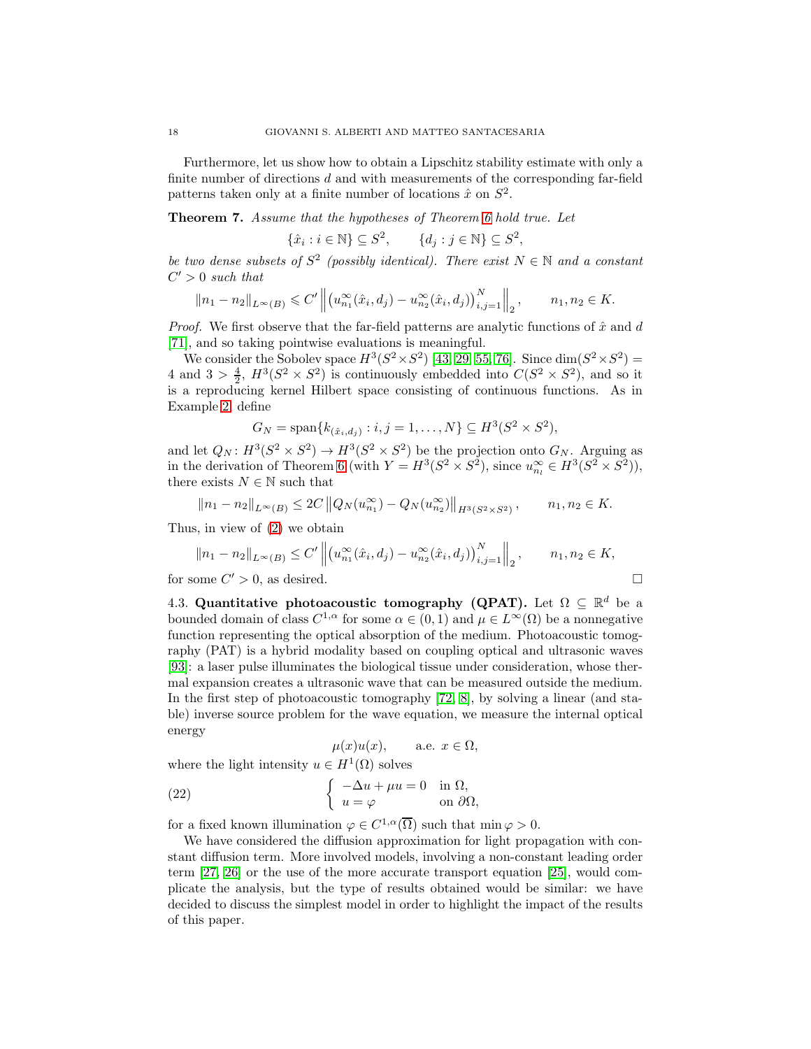Furthermore, let us show how to obtain a Lipschitz stability estimate with only a finite number of directions $d$ and with measurements of the corresponding far-field patterns taken only at a finite number of locations $\hat{x}$ on $S^2$.

**Theorem 7.** *Assume that the hypotheses of Theorem 6 hold true. Let*

$$\{\hat{x}_i : i \in \mathbb{N}\} \subseteq S^2, \qquad \{d_j : j \in \mathbb{N}\} \subseteq S^2,$$

*be two dense subsets of $S^2$ (possibly identical). There exist $N \in \mathbb{N}$ and a constant $C' > 0$ such that*

$$\|n_1 - n_2\|_{L^\infty(B)} \leqslant C' \left\| \left(u^\infty_{n_1}(\hat{x}_i, d_j) - u^\infty_{n_2}(\hat{x}_i, d_j)\right)_{i,j=1}^N \right\|_2, \qquad n_1, n_2 \in K.$$

*Proof.* We first observe that the far-field patterns are analytic functions of $\hat{x}$ and $d$ [71], and so taking pointwise evaluations is meaningful.

We consider the Sobolev space $H^3(S^2 \times S^2)$ [43, 29, 55, 76]. Since $\dim(S^2 \times S^2) = 4$ and $3 > \frac{4}{2}$, $H^3(S^2 \times S^2)$ is continuously embedded into $C(S^2 \times S^2)$, and so it is a reproducing kernel Hilbert space consisting of continuous functions. As in Example 2, define

$$G_N = \operatorname{span}\{k_{(\hat{x}_i, d_j)} : i, j = 1, \dots, N\} \subseteq H^3(S^2 \times S^2),$$

and let $Q_N : H^3(S^2 \times S^2) \to H^3(S^2 \times S^2)$ be the projection onto $G_N$. Arguing as in the derivation of Theorem 6 (with $Y = H^3(S^2 \times S^2)$, since $u^\infty_{n_l} \in H^3(S^2 \times S^2)$), there exists $N \in \mathbb{N}$ such that

$$\|n_1 - n_2\|_{L^\infty(B)} \leq 2C \left\|Q_N(u^\infty_{n_1}) - Q_N(u^\infty_{n_2})\right\|_{H^3(S^2 \times S^2)}, \qquad n_1, n_2 \in K.$$

Thus, in view of (2) we obtain

$$\|n_1 - n_2\|_{L^\infty(B)} \leq C' \left\| \left(u^\infty_{n_1}(\hat{x}_i, d_j) - u^\infty_{n_2}(\hat{x}_i, d_j)\right)_{i,j=1}^N \right\|_2, \qquad n_1, n_2 \in K,$$

for some $C' > 0$, as desired. $\square$

4.3. **Quantitative photoacoustic tomography (QPAT).** Let $\Omega \subseteq \mathbb{R}^d$ be a bounded domain of class $C^{1,\alpha}$ for some $\alpha \in (0, 1)$ and $\mu \in L^\infty(\Omega)$ be a nonnegative function representing the optical absorption of the medium. Photoacoustic tomography (PAT) is a hybrid modality based on coupling optical and ultrasonic waves [93]: a laser pulse illuminates the biological tissue under consideration, whose thermal expansion creates a ultrasonic wave that can be measured outside the medium. In the first step of photoacoustic tomography [72, 8], by solving a linear (and stable) inverse source problem for the wave equation, we measure the internal optical energy

$$\mu(x)u(x), \qquad \text{a.e. } x \in \Omega,$$

where the light intensity $u \in H^1(\Omega)$ solves

$$\begin{cases} -\Delta u + \mu u = 0 & \text{in } \Omega, \\ u = \varphi & \text{on } \partial\Omega, \end{cases} \tag{22}$$

for a fixed known illumination $\varphi \in C^{1,\alpha}(\overline{\Omega})$ such that $\min \varphi > 0$.

We have considered the diffusion approximation for light propagation with constant diffusion term. More involved models, involving a non-constant leading order term [27, 26] or the use of the more accurate transport equation [25], would complicate the analysis, but the type of results obtained would be similar: we have decided to discuss the simplest model in order to highlight the impact of the results of this paper.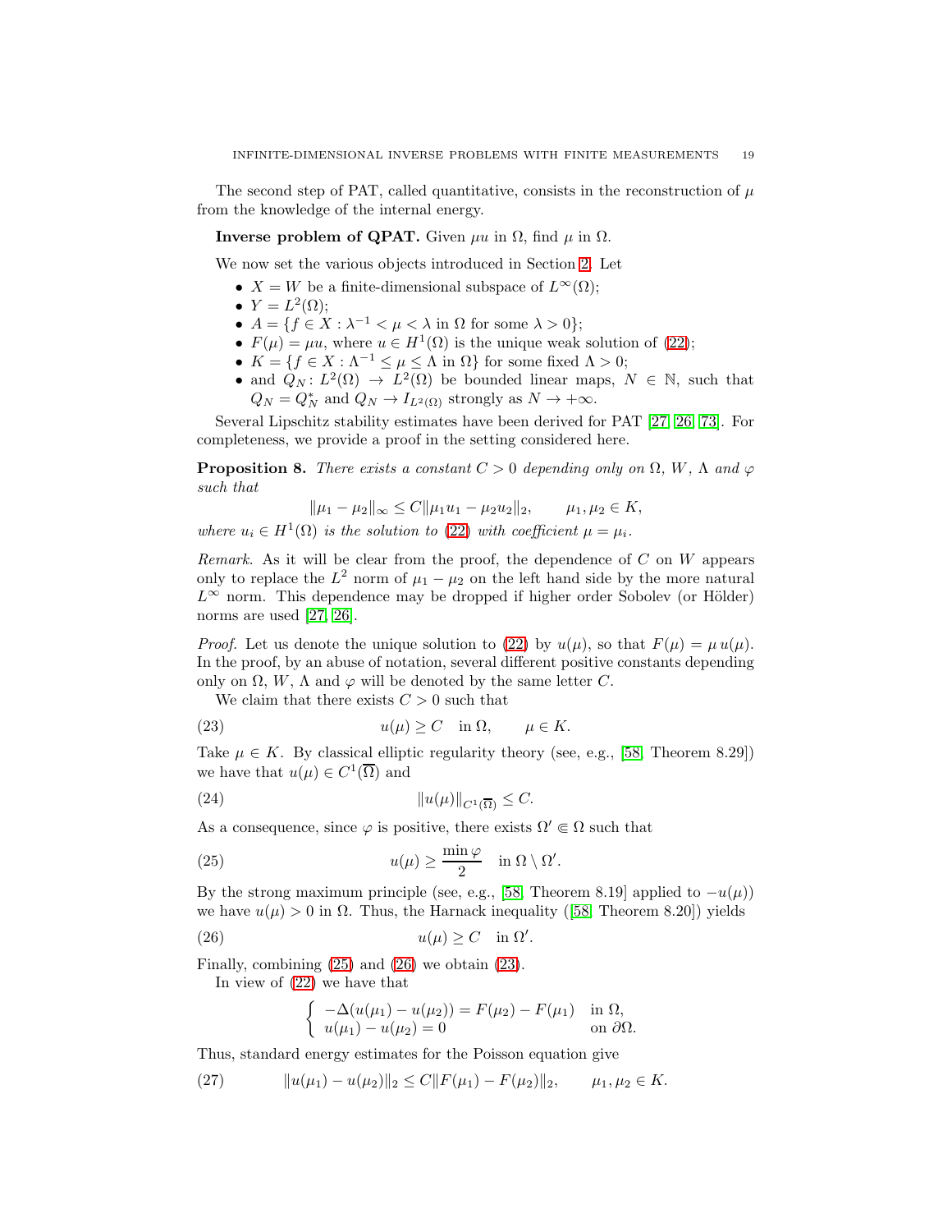The second step of PAT, called quantitative, consists in the reconstruction of $\mu$ from the knowledge of the internal energy.

**Inverse problem of QPAT.** Given $\mu u$ in $\Omega$, find $\mu$ in $\Omega$.

We now set the various objects introduced in Section 2. Let

- $X = W$ be a finite-dimensional subspace of $L^\infty(\Omega)$;
- $Y = L^2(\Omega)$;
- $A = \{f \in X : \lambda^{-1} < \mu < \lambda \text{ in } \Omega \text{ for some } \lambda > 0\}$;
- $F(\mu) = \mu u$, where $u \in H^1(\Omega)$ is the unique weak solution of (22);
- $K = \{f \in X : \Lambda^{-1} \leq \mu \leq \Lambda \text{ in } \Omega\}$ for some fixed $\Lambda > 0$;
- and $Q_N \colon L^2(\Omega) \to L^2(\Omega)$ be bounded linear maps, $N \in \mathbb{N}$, such that $Q_N = Q_N^*$ and $Q_N \to I_{L^2(\Omega)}$ strongly as $N \to +\infty$.

Several Lipschitz stability estimates have been derived for PAT [27, 26, 73]. For completeness, we provide a proof in the setting considered here.

**Proposition 8.** *There exists a constant $C > 0$ depending only on $\Omega$, $W$, $\Lambda$ and $\varphi$ such that*

$$\|\mu_1 - \mu_2\|_\infty \leq C\|\mu_1 u_1 - \mu_2 u_2\|_2, \qquad \mu_1, \mu_2 \in K,$$

*where $u_i \in H^1(\Omega)$ is the solution to (22) with coefficient $\mu = \mu_i$.*

*Remark.* As it will be clear from the proof, the dependence of $C$ on $W$ appears only to replace the $L^2$ norm of $\mu_1 - \mu_2$ on the left hand side by the more natural $L^\infty$ norm. This dependence may be dropped if higher order Sobolev (or Hölder) norms are used [27, 26].

*Proof.* Let us denote the unique solution to (22) by $u(\mu)$, so that $F(\mu) = \mu\, u(\mu)$. In the proof, by an abuse of notation, several different positive constants depending only on $\Omega$, $W$, $\Lambda$ and $\varphi$ will be denoted by the same letter $C$.

We claim that there exists $C > 0$ such that

$$u(\mu) \geq C \quad \text{in } \Omega, \qquad \mu \in K. \tag{23}$$

Take $\mu \in K$. By classical elliptic regularity theory (see, e.g., [58, Theorem 8.29]) we have that $u(\mu) \in C^1(\overline{\Omega})$ and

$$\|u(\mu)\|_{C^1(\overline{\Omega})} \leq C. \tag{24}$$

As a consequence, since $\varphi$ is positive, there exists $\Omega' \Subset \Omega$ such that

$$u(\mu) \geq \frac{\min \varphi}{2} \quad \text{in } \Omega \setminus \Omega'. \tag{25}$$

By the strong maximum principle (see, e.g., [58, Theorem 8.19] applied to $-u(\mu)$) we have $u(\mu) > 0$ in $\Omega$. Thus, the Harnack inequality ([58, Theorem 8.20]) yields

$$u(\mu) \geq C \quad \text{in } \Omega'. \tag{26}$$

Finally, combining (25) and (26) we obtain (23).

In view of (22) we have that

$$\begin{cases} -\Delta(u(\mu_1) - u(\mu_2)) = F(\mu_2) - F(\mu_1) & \text{in } \Omega, \\ u(\mu_1) - u(\mu_2) = 0 & \text{on } \partial\Omega. \end{cases}$$

Thus, standard energy estimates for the Poisson equation give

$$\|u(\mu_1) - u(\mu_2)\|_2 \leq C\|F(\mu_1) - F(\mu_2)\|_2, \qquad \mu_1, \mu_2 \in K. \tag{27}$$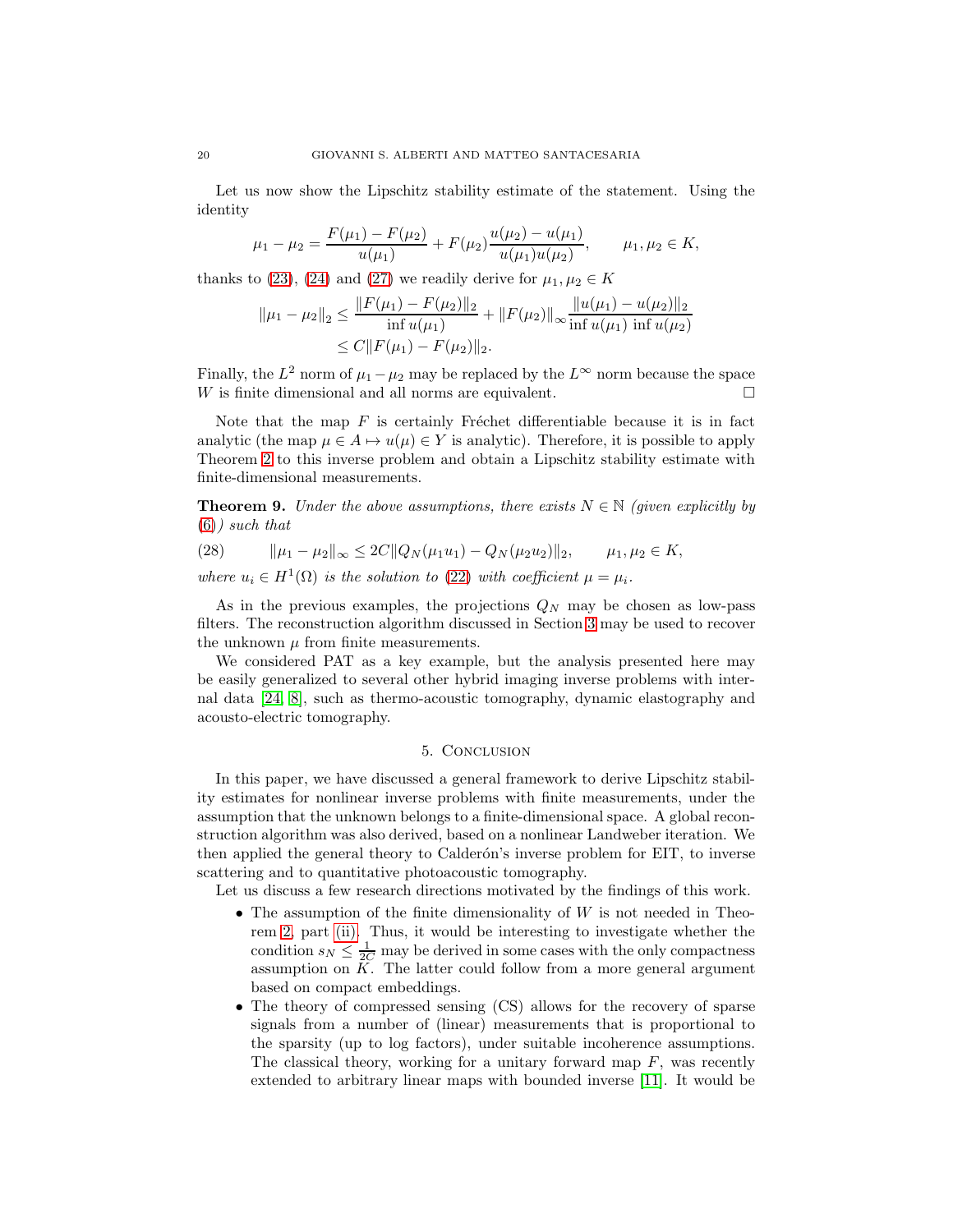Let us now show the Lipschitz stability estimate of the statement. Using the identity

$$\mu_1 - \mu_2 = \frac{F(\mu_1) - F(\mu_2)}{u(\mu_1)} + F(\mu_2)\frac{u(\mu_2) - u(\mu_1)}{u(\mu_1)u(\mu_2)}, \qquad \mu_1, \mu_2 \in K,$$

thanks to (23), (24) and (27) we readily derive for $\mu_1, \mu_2 \in K$

$$\begin{aligned}
\|\mu_1 - \mu_2\|_2 &\le \frac{\|F(\mu_1) - F(\mu_2)\|_2}{\inf u(\mu_1)} + \|F(\mu_2)\|_\infty \frac{\|u(\mu_1) - u(\mu_2)\|_2}{\inf u(\mu_1)\, \inf u(\mu_2)} \\
&\le C\|F(\mu_1) - F(\mu_2)\|_2.
\end{aligned}$$

Finally, the $L^2$ norm of $\mu_1 - \mu_2$ may be replaced by the $L^\infty$ norm because the space $W$ is finite dimensional and all norms are equivalent. □

Note that the map $F$ is certainly Fréchet differentiable because it is in fact analytic (the map $\mu \in A \mapsto u(\mu) \in Y$ is analytic). Therefore, it is possible to apply Theorem 2 to this inverse problem and obtain a Lipschitz stability estimate with finite-dimensional measurements.

**Theorem 9.** *Under the above assumptions, there exists $N \in \mathbb{N}$ (given explicitly by (6)) such that*

$$\|\mu_1 - \mu_2\|_\infty \le 2C\|Q_N(\mu_1 u_1) - Q_N(\mu_2 u_2)\|_2, \qquad \mu_1, \mu_2 \in K, \tag{28}$$

*where $u_i \in H^1(\Omega)$ is the solution to (22) with coefficient $\mu = \mu_i$.*

As in the previous examples, the projections $Q_N$ may be chosen as low-pass filters. The reconstruction algorithm discussed in Section 3 may be used to recover the unknown $\mu$ from finite measurements.

We considered PAT as a key example, but the analysis presented here may be easily generalized to several other hybrid imaging inverse problems with internal data [24, 8], such as thermo-acoustic tomography, dynamic elastography and acousto-electric tomography.

## 5. Conclusion

In this paper, we have discussed a general framework to derive Lipschitz stability estimates for nonlinear inverse problems with finite measurements, under the assumption that the unknown belongs to a finite-dimensional space. A global reconstruction algorithm was also derived, based on a nonlinear Landweber iteration. We then applied the general theory to Calderón's inverse problem for EIT, to inverse scattering and to quantitative photoacoustic tomography.

Let us discuss a few research directions motivated by the findings of this work.

- The assumption of the finite dimensionality of $W$ is not needed in Theorem 2, part (ii). Thus, it would be interesting to investigate whether the condition $s_N \le \frac{1}{2C}$ may be derived in some cases with the only compactness assumption on $K$. The latter could follow from a more general argument based on compact embeddings.
- The theory of compressed sensing (CS) allows for the recovery of sparse signals from a number of (linear) measurements that is proportional to the sparsity (up to log factors), under suitable incoherence assumptions. The classical theory, working for a unitary forward map $F$, was recently extended to arbitrary linear maps with bounded inverse [11]. It would be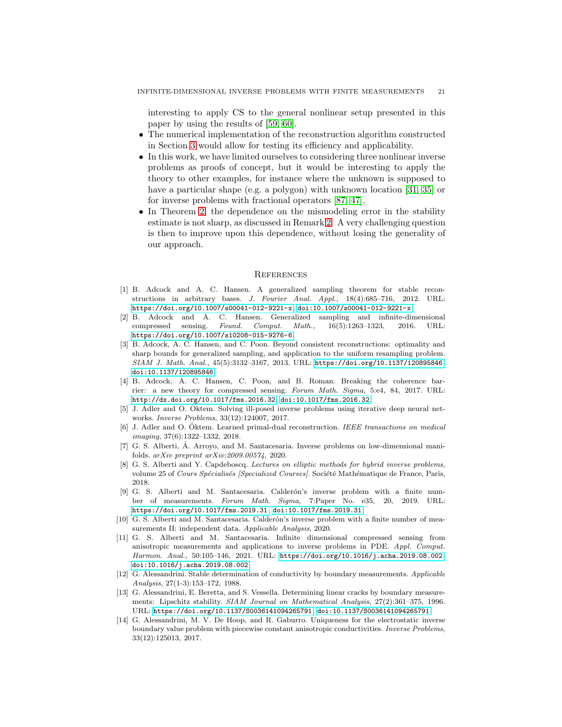interesting to apply CS to the general nonlinear setup presented in this paper by using the results of [59, 60].

- The numerical implementation of the reconstruction algorithm constructed in Section 3 would allow for testing its efficiency and applicability.
- In this work, we have limited ourselves to considering three nonlinear inverse problems as proofs of concept, but it would be interesting to apply the theory to other examples, for instance where the unknown is supposed to have a particular shape (e.g. a polygon) with unknown location [31, 35] or for inverse problems with fractional operators [87, 47].
- In Theorem 2, the dependence on the mismodeling error in the stability estimate is not sharp, as discussed in Remark 2. A very challenging question is then to improve upon this dependence, without losing the generality of our approach.

## References

[1] B. Adcock and A. C. Hansen. A generalized sampling theorem for stable reconstructions in arbitrary bases. *J. Fourier Anal. Appl.*, 18(4):685–716, 2012. URL: `https://doi.org/10.1007/s00041-012-9221-x`, `doi:10.1007/s00041-012-9221-x`.

[2] B. Adcock and A. C. Hansen. Generalized sampling and infinite-dimensional compressed sensing. *Found. Comput. Math.*, 16(5):1263–1323, 2016. URL: `https://doi.org/10.1007/s10208-015-9276-6`.

[3] B. Adcock, A. C. Hansen, and C. Poon. Beyond consistent reconstructions: optimality and sharp bounds for generalized sampling, and application to the uniform resampling problem. *SIAM J. Math. Anal.*, 45(5):3132–3167, 2013. URL: `https://doi.org/10.1137/120895846`, `doi:10.1137/120895846`.

[4] B. Adcock, A. C. Hansen, C. Poon, and B. Roman. Breaking the coherence barrier: a new theory for compressed sensing. *Forum Math. Sigma*, 5:e4, 84, 2017. URL: `http://dx.doi.org/10.1017/fms.2016.32`, `doi:10.1017/fms.2016.32`.

[5] J. Adler and O. Öktem. Solving ill-posed inverse problems using iterative deep neural networks. *Inverse Problems*, 33(12):124007, 2017.

[6] J. Adler and O. Öktem. Learned primal-dual reconstruction. *IEEE transactions on medical imaging*, 37(6):1322–1332, 2018.

[7] G. S. Alberti, Á. Arroyo, and M. Santacesaria. Inverse problems on low-dimensional manifolds. *arXiv preprint arXiv:2009.00574*, 2020.

[8] G. S. Alberti and Y. Capdeboscq. *Lectures on elliptic methods for hybrid inverse problems*, volume 25 of *Cours Spécialisés [Specialized Courses]*. Société Mathématique de France, Paris, 2018.

[9] G. S. Alberti and M. Santacesaria. Calderón's inverse problem with a finite number of measurements. *Forum Math. Sigma*, 7:Paper No. e35, 20, 2019. URL: `https://doi.org/10.1017/fms.2019.31`, `doi:10.1017/fms.2019.31`.

[10] G. S. Alberti and M. Santacesaria. Calderón's inverse problem with a finite number of measurements II: independent data. *Applicable Analysis*, 2020.

[11] G. S. Alberti and M. Santacesaria. Infinite dimensional compressed sensing from anisotropic measurements and applications to inverse problems in PDE. *Appl. Comput. Harmon. Anal.*, 50:105–146, 2021. URL: `https://doi.org/10.1016/j.acha.2019.08.002`, `doi:10.1016/j.acha.2019.08.002`.

[12] G. Alessandrini. Stable determination of conductivity by boundary measurements. *Applicable Analysis*, 27(1-3):153–172, 1988.

[13] G. Alessandrini, E. Beretta, and S. Vessella. Determining linear cracks by boundary measurements: Lipschitz stability. *SIAM Journal on Mathematical Analysis*, 27(2):361–375, 1996. URL: `https://doi.org/10.1137/S0036141094265791`, `doi:10.1137/S0036141094265791`.

[14] G. Alessandrini, M. V. De Hoop, and R. Gaburro. Uniqueness for the electrostatic inverse boundary value problem with piecewise constant anisotropic conductivities. *Inverse Problems*, 33(12):125013, 2017.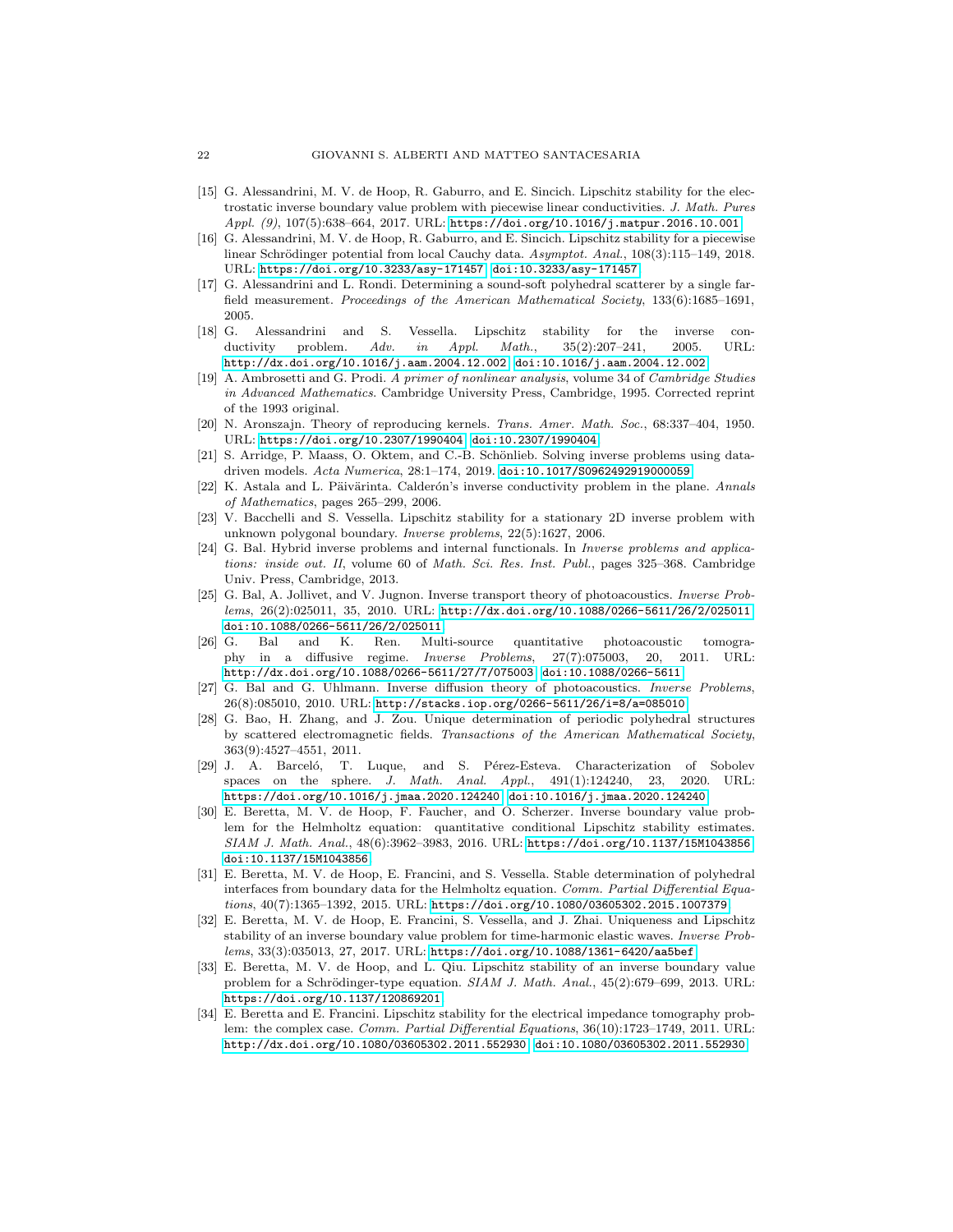[15] G. Alessandrini, M. V. de Hoop, R. Gaburro, and E. Sincich. Lipschitz stability for the electrostatic inverse boundary value problem with piecewise linear conductivities. *J. Math. Pures Appl. (9)*, 107(5):638–664, 2017. URL: https://doi.org/10.1016/j.matpur.2016.10.001.

[16] G. Alessandrini, M. V. de Hoop, R. Gaburro, and E. Sincich. Lipschitz stability for a piecewise linear Schrödinger potential from local Cauchy data. *Asymptot. Anal.*, 108(3):115–149, 2018. URL: https://doi.org/10.3233/asy-171457, doi:10.3233/asy-171457.

[17] G. Alessandrini and L. Rondi. Determining a sound-soft polyhedral scatterer by a single far-field measurement. *Proceedings of the American Mathematical Society*, 133(6):1685–1691, 2005.

[18] G. Alessandrini and S. Vessella. Lipschitz stability for the inverse conductivity problem. *Adv. in Appl. Math.*, 35(2):207–241, 2005. URL: http://dx.doi.org/10.1016/j.aam.2004.12.002, doi:10.1016/j.aam.2004.12.002.

[19] A. Ambrosetti and G. Prodi. *A primer of nonlinear analysis*, volume 34 of *Cambridge Studies in Advanced Mathematics*. Cambridge University Press, Cambridge, 1995. Corrected reprint of the 1993 original.

[20] N. Aronszajn. Theory of reproducing kernels. *Trans. Amer. Math. Soc.*, 68:337–404, 1950. URL: https://doi.org/10.2307/1990404, doi:10.2307/1990404.

[21] S. Arridge, P. Maass, O. Oktem, and C.-B. Schönlieb. Solving inverse problems using data-driven models. *Acta Numerica*, 28:1–174, 2019. doi:10.1017/S0962492919000059.

[22] K. Astala and L. Päivärinta. Calderón's inverse conductivity problem in the plane. *Annals of Mathematics*, pages 265–299, 2006.

[23] V. Bacchelli and S. Vessella. Lipschitz stability for a stationary 2D inverse problem with unknown polygonal boundary. *Inverse problems*, 22(5):1627, 2006.

[24] G. Bal. Hybrid inverse problems and internal functionals. In *Inverse problems and applications: inside out. II*, volume 60 of *Math. Sci. Res. Inst. Publ.*, pages 325–368. Cambridge Univ. Press, Cambridge, 2013.

[25] G. Bal, A. Jollivet, and V. Jugnon. Inverse transport theory of photoacoustics. *Inverse Problems*, 26(2):025011, 35, 2010. URL: http://dx.doi.org/10.1088/0266-5611/26/2/025011, doi:10.1088/0266-5611/26/2/025011.

[26] G. Bal and K. Ren. Multi-source quantitative photoacoustic tomography in a diffusive regime. *Inverse Problems*, 27(7):075003, 20, 2011. URL: http://dx.doi.org/10.1088/0266-5611/27/7/075003, doi:10.1088/0266-5611.

[27] G. Bal and G. Uhlmann. Inverse diffusion theory of photoacoustics. *Inverse Problems*, 26(8):085010, 2010. URL: http://stacks.iop.org/0266-5611/26/i=8/a=085010.

[28] G. Bao, H. Zhang, and J. Zou. Unique determination of periodic polyhedral structures by scattered electromagnetic fields. *Transactions of the American Mathematical Society*, 363(9):4527–4551, 2011.

[29] J. A. Barceló, T. Luque, and S. Pérez-Esteva. Characterization of Sobolev spaces on the sphere. *J. Math. Anal. Appl.*, 491(1):124240, 23, 2020. URL: https://doi.org/10.1016/j.jmaa.2020.124240, doi:10.1016/j.jmaa.2020.124240.

[30] E. Beretta, M. V. de Hoop, F. Faucher, and O. Scherzer. Inverse boundary value problem for the Helmholtz equation: quantitative conditional Lipschitz stability estimates. *SIAM J. Math. Anal.*, 48(6):3962–3983, 2016. URL: https://doi.org/10.1137/15M1043856, doi:10.1137/15M1043856.

[31] E. Beretta, M. V. de Hoop, E. Francini, and S. Vessella. Stable determination of polyhedral interfaces from boundary data for the Helmholtz equation. *Comm. Partial Differential Equations*, 40(7):1365–1392, 2015. URL: https://doi.org/10.1080/03605302.2015.1007379.

[32] E. Beretta, M. V. de Hoop, E. Francini, S. Vessella, and J. Zhai. Uniqueness and Lipschitz stability of an inverse boundary value problem for time-harmonic elastic waves. *Inverse Problems*, 33(3):035013, 27, 2017. URL: https://doi.org/10.1088/1361-6420/aa5bef.

[33] E. Beretta, M. V. de Hoop, and L. Qiu. Lipschitz stability of an inverse boundary value problem for a Schrödinger-type equation. *SIAM J. Math. Anal.*, 45(2):679–699, 2013. URL: https://doi.org/10.1137/120869201.

[34] E. Beretta and E. Francini. Lipschitz stability for the electrical impedance tomography problem: the complex case. *Comm. Partial Differential Equations*, 36(10):1723–1749, 2011. URL: http://dx.doi.org/10.1080/03605302.2011.552930, doi:10.1080/03605302.2011.552930.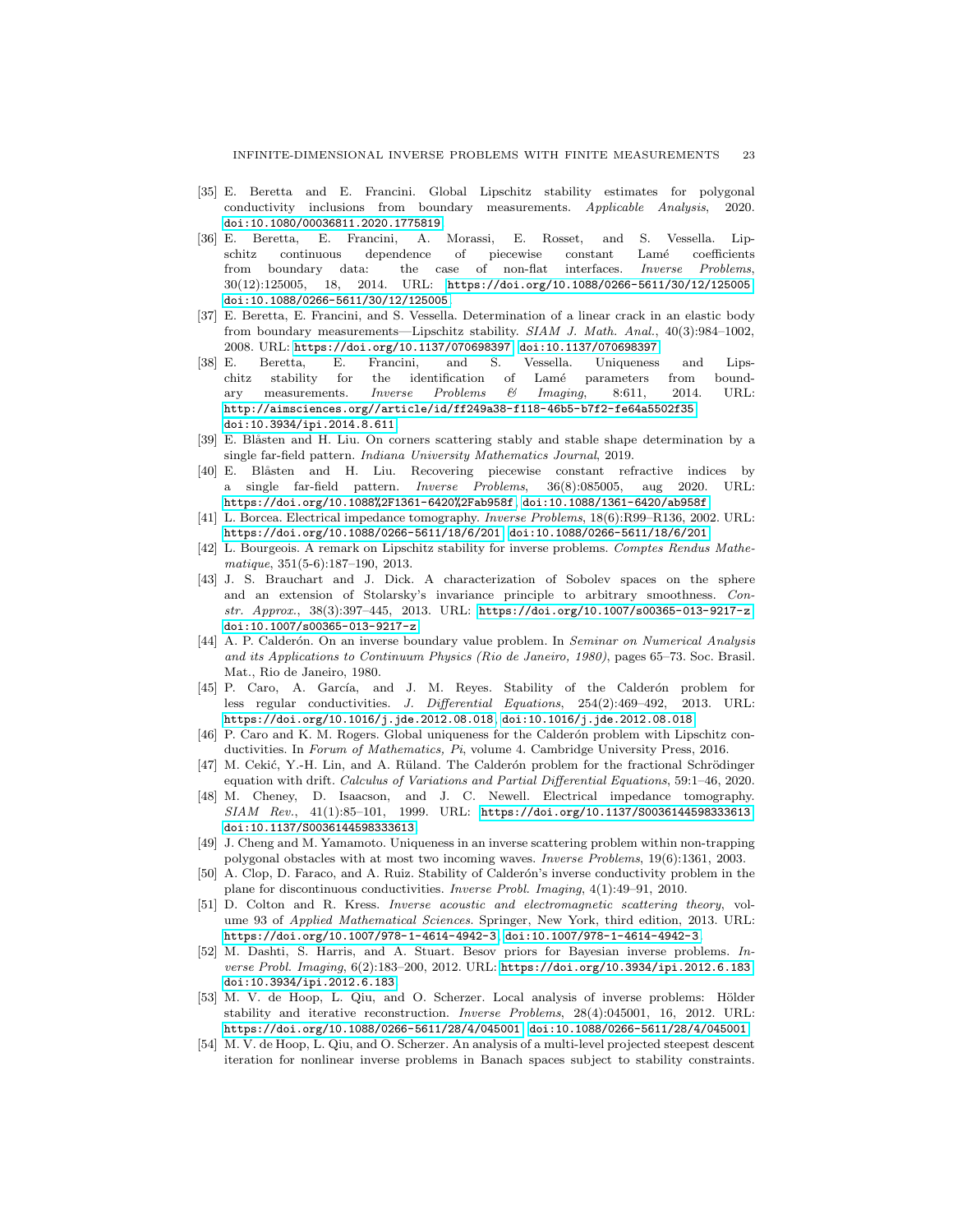[35] E. Beretta and E. Francini. Global Lipschitz stability estimates for polygonal conductivity inclusions from boundary measurements. *Applicable Analysis*, 2020. doi:10.1080/00036811.2020.1775819.

[36] E. Beretta, E. Francini, A. Morassi, E. Rosset, and S. Vessella. Lipschitz continuous dependence of piecewise constant Lamé coefficients from boundary data: the case of non-flat interfaces. *Inverse Problems*, 30(12):125005, 18, 2014. URL: https://doi.org/10.1088/0266-5611/30/12/125005, doi:10.1088/0266-5611/30/12/125005.

[37] E. Beretta, E. Francini, and S. Vessella. Determination of a linear crack in an elastic body from boundary measurements—Lipschitz stability. *SIAM J. Math. Anal.*, 40(3):984–1002, 2008. URL: https://doi.org/10.1137/070698397, doi:10.1137/070698397.

[38] E. Beretta, E. Francini, and S. Vessella. Uniqueness and Lipschitz stability for the identification of Lamé parameters from boundary measurements. *Inverse Problems & Imaging*, 8:611, 2014. URL: http://aimsciences.org//article/id/ff249a38-f118-46b5-b7f2-fe64a5502f35, doi:10.3934/ipi.2014.8.611.

[39] E. Blåsten and H. Liu. On corners scattering stably and stable shape determination by a single far-field pattern. *Indiana University Mathematics Journal*, 2019.

[40] E. Blåsten and H. Liu. Recovering piecewise constant refractive indices by a single far-field pattern. *Inverse Problems*, 36(8):085005, aug 2020. URL: https://doi.org/10.1088%2F1361-6420%2Fab958f, doi:10.1088/1361-6420/ab958f.

[41] L. Borcea. Electrical impedance tomography. *Inverse Problems*, 18(6):R99–R136, 2002. URL: https://doi.org/10.1088/0266-5611/18/6/201, doi:10.1088/0266-5611/18/6/201.

[42] L. Bourgeois. A remark on Lipschitz stability for inverse problems. *Comptes Rendus Mathematique*, 351(5-6):187–190, 2013.

[43] J. S. Brauchart and J. Dick. A characterization of Sobolev spaces on the sphere and an extension of Stolarsky's invariance principle to arbitrary smoothness. *Constr. Approx.*, 38(3):397–445, 2013. URL: https://doi.org/10.1007/s00365-013-9217-z, doi:10.1007/s00365-013-9217-z.

[44] A. P. Calderón. On an inverse boundary value problem. In *Seminar on Numerical Analysis and its Applications to Continuum Physics (Rio de Janeiro, 1980)*, pages 65–73. Soc. Brasil. Mat., Rio de Janeiro, 1980.

[45] P. Caro, A. García, and J. M. Reyes. Stability of the Calderón problem for less regular conductivities. *J. Differential Equations*, 254(2):469–492, 2013. URL: https://doi.org/10.1016/j.jde.2012.08.018, doi:10.1016/j.jde.2012.08.018.

[46] P. Caro and K. M. Rogers. Global uniqueness for the Calderón problem with Lipschitz conductivities. In *Forum of Mathematics, Pi*, volume 4. Cambridge University Press, 2016.

[47] M. Cekić, Y.-H. Lin, and A. Rüland. The Calderón problem for the fractional Schrödinger equation with drift. *Calculus of Variations and Partial Differential Equations*, 59:1–46, 2020.

[48] M. Cheney, D. Isaacson, and J. C. Newell. Electrical impedance tomography. *SIAM Rev.*, 41(1):85–101, 1999. URL: https://doi.org/10.1137/S0036144598333613, doi:10.1137/S0036144598333613.

[49] J. Cheng and M. Yamamoto. Uniqueness in an inverse scattering problem within non-trapping polygonal obstacles with at most two incoming waves. *Inverse Problems*, 19(6):1361, 2003.

[50] A. Clop, D. Faraco, and A. Ruiz. Stability of Calderón's inverse conductivity problem in the plane for discontinuous conductivities. *Inverse Probl. Imaging*, 4(1):49–91, 2010.

[51] D. Colton and R. Kress. *Inverse acoustic and electromagnetic scattering theory*, volume 93 of *Applied Mathematical Sciences*. Springer, New York, third edition, 2013. URL: https://doi.org/10.1007/978-1-4614-4942-3, doi:10.1007/978-1-4614-4942-3.

[52] M. Dashti, S. Harris, and A. Stuart. Besov priors for Bayesian inverse problems. *Inverse Probl. Imaging*, 6(2):183–200, 2012. URL: https://doi.org/10.3934/ipi.2012.6.183, doi:10.3934/ipi.2012.6.183.

[53] M. V. de Hoop, L. Qiu, and O. Scherzer. Local analysis of inverse problems: Hölder stability and iterative reconstruction. *Inverse Problems*, 28(4):045001, 16, 2012. URL: https://doi.org/10.1088/0266-5611/28/4/045001, doi:10.1088/0266-5611/28/4/045001.

[54] M. V. de Hoop, L. Qiu, and O. Scherzer. An analysis of a multi-level projected steepest descent iteration for nonlinear inverse problems in Banach spaces subject to stability constraints.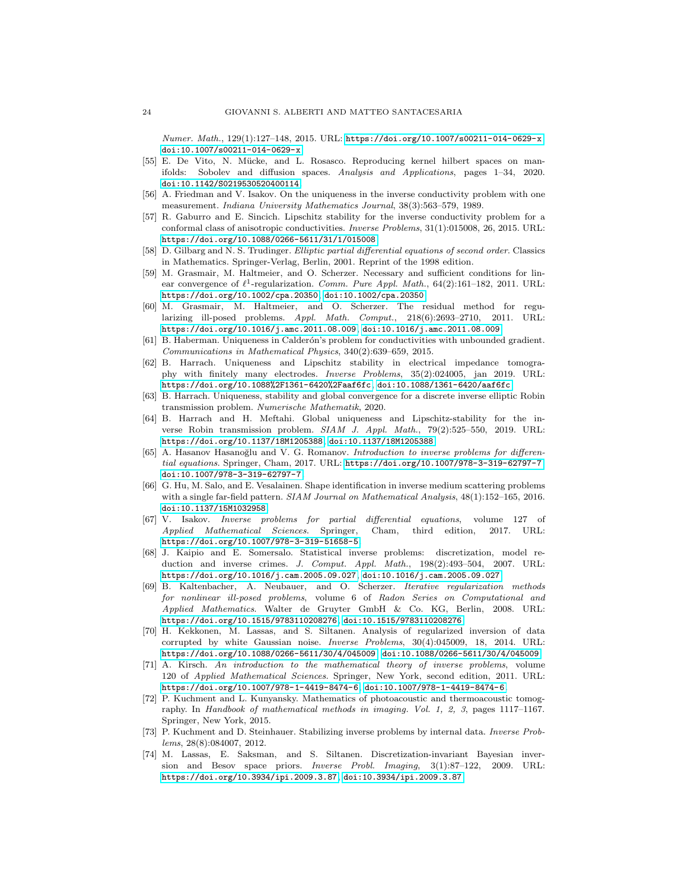*Numer. Math.*, 129(1):127–148, 2015. URL: https://doi.org/10.1007/s00211-014-0629-x, doi:10.1007/s00211-014-0629-x.

[55] E. De Vito, N. Mücke, and L. Rosasco. Reproducing kernel hilbert spaces on manifolds: Sobolev and diffusion spaces. *Analysis and Applications*, pages 1–34, 2020. doi:10.1142/S0219530520400114.

[56] A. Friedman and V. Isakov. On the uniqueness in the inverse conductivity problem with one measurement. *Indiana University Mathematics Journal*, 38(3):563–579, 1989.

[57] R. Gaburro and E. Sincich. Lipschitz stability for the inverse conductivity problem for a conformal class of anisotropic conductivities. *Inverse Problems*, 31(1):015008, 26, 2015. URL: https://doi.org/10.1088/0266-5611/31/1/015008.

[58] D. Gilbarg and N. S. Trudinger. *Elliptic partial differential equations of second order*. Classics in Mathematics. Springer-Verlag, Berlin, 2001. Reprint of the 1998 edition.

[59] M. Grasmair, M. Haltmeier, and O. Scherzer. Necessary and sufficient conditions for linear convergence of $\ell^1$-regularization. *Comm. Pure Appl. Math.*, 64(2):161–182, 2011. URL: https://doi.org/10.1002/cpa.20350, doi:10.1002/cpa.20350.

[60] M. Grasmair, M. Haltmeier, and O. Scherzer. The residual method for regularizing ill-posed problems. *Appl. Math. Comput.*, 218(6):2693–2710, 2011. URL: https://doi.org/10.1016/j.amc.2011.08.009, doi:10.1016/j.amc.2011.08.009.

[61] B. Haberman. Uniqueness in Calderón's problem for conductivities with unbounded gradient. *Communications in Mathematical Physics*, 340(2):639–659, 2015.

[62] B. Harrach. Uniqueness and Lipschitz stability in electrical impedance tomography with finitely many electrodes. *Inverse Problems*, 35(2):024005, jan 2019. URL: https://doi.org/10.1088%2F1361-6420%2Faaf6fc, doi:10.1088/1361-6420/aaf6fc.

[63] B. Harrach. Uniqueness, stability and global convergence for a discrete inverse elliptic Robin transmission problem. *Numerische Mathematik*, 2020.

[64] B. Harrach and H. Meftahi. Global uniqueness and Lipschitz-stability for the inverse Robin transmission problem. *SIAM J. Appl. Math.*, 79(2):525–550, 2019. URL: https://doi.org/10.1137/18M1205388, doi:10.1137/18M1205388.

[65] A. Hasanov Hasanoğlu and V. G. Romanov. *Introduction to inverse problems for differential equations*. Springer, Cham, 2017. URL: https://doi.org/10.1007/978-3-319-62797-7, doi:10.1007/978-3-319-62797-7.

[66] G. Hu, M. Salo, and E. Vesalainen. Shape identification in inverse medium scattering problems with a single far-field pattern. *SIAM Journal on Mathematical Analysis*, 48(1):152–165, 2016. doi:10.1137/15M1032958.

[67] V. Isakov. *Inverse problems for partial differential equations*, volume 127 of *Applied Mathematical Sciences*. Springer, Cham, third edition, 2017. URL: https://doi.org/10.1007/978-3-319-51658-5.

[68] J. Kaipio and E. Somersalo. Statistical inverse problems: discretization, model reduction and inverse crimes. *J. Comput. Appl. Math.*, 198(2):493–504, 2007. URL: https://doi.org/10.1016/j.cam.2005.09.027, doi:10.1016/j.cam.2005.09.027.

[69] B. Kaltenbacher, A. Neubauer, and O. Scherzer. *Iterative regularization methods for nonlinear ill-posed problems*, volume 6 of *Radon Series on Computational and Applied Mathematics*. Walter de Gruyter GmbH & Co. KG, Berlin, 2008. URL: https://doi.org/10.1515/9783110208276, doi:10.1515/9783110208276.

[70] H. Kekkonen, M. Lassas, and S. Siltanen. Analysis of regularized inversion of data corrupted by white Gaussian noise. *Inverse Problems*, 30(4):045009, 18, 2014. URL: https://doi.org/10.1088/0266-5611/30/4/045009, doi:10.1088/0266-5611/30/4/045009.

[71] A. Kirsch. *An introduction to the mathematical theory of inverse problems*, volume 120 of *Applied Mathematical Sciences*. Springer, New York, second edition, 2011. URL: https://doi.org/10.1007/978-1-4419-8474-6, doi:10.1007/978-1-4419-8474-6.

[72] P. Kuchment and L. Kunyansky. Mathematics of photoacoustic and thermoacoustic tomography. In *Handbook of mathematical methods in imaging. Vol. 1, 2, 3*, pages 1117–1167. Springer, New York, 2015.

[73] P. Kuchment and D. Steinhauer. Stabilizing inverse problems by internal data. *Inverse Problems*, 28(8):084007, 2012.

[74] M. Lassas, E. Saksman, and S. Siltanen. Discretization-invariant Bayesian inversion and Besov space priors. *Inverse Probl. Imaging*, 3(1):87–122, 2009. URL: https://doi.org/10.3934/ipi.2009.3.87, doi:10.3934/ipi.2009.3.87.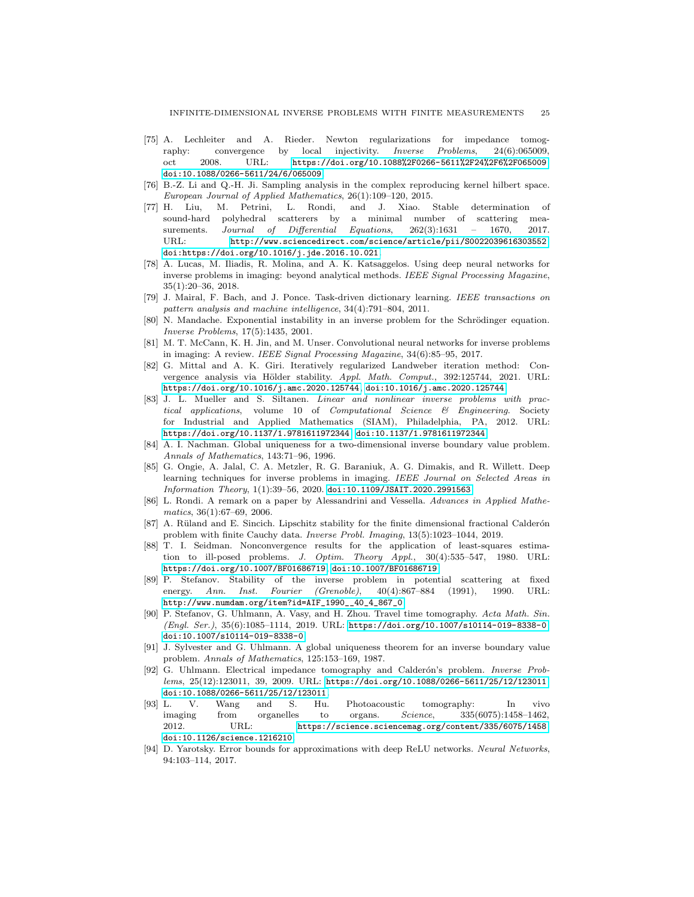[75] A. Lechleiter and A. Rieder. Newton regularizations for impedance tomography: convergence by local injectivity. *Inverse Problems*, 24(6):065009, oct 2008. URL: https://doi.org/10.1088%2F0266-5611%2F24%2F6%2F065009, doi:10.1088/0266-5611/24/6/065009.

[76] B.-Z. Li and Q.-H. Ji. Sampling analysis in the complex reproducing kernel hilbert space. *European Journal of Applied Mathematics*, 26(1):109–120, 2015.

[77] H. Liu, M. Petrini, L. Rondi, and J. Xiao. Stable determination of sound-hard polyhedral scatterers by a minimal number of scattering measurements. *Journal of Differential Equations*, 262(3):1631 – 1670, 2017. URL: http://www.sciencedirect.com/science/article/pii/S0022039616303552, doi:https://doi.org/10.1016/j.jde.2016.10.021.

[78] A. Lucas, M. Iliadis, R. Molina, and A. K. Katsaggelos. Using deep neural networks for inverse problems in imaging: beyond analytical methods. *IEEE Signal Processing Magazine*, 35(1):20–36, 2018.

[79] J. Mairal, F. Bach, and J. Ponce. Task-driven dictionary learning. *IEEE transactions on pattern analysis and machine intelligence*, 34(4):791–804, 2011.

[80] N. Mandache. Exponential instability in an inverse problem for the Schrödinger equation. *Inverse Problems*, 17(5):1435, 2001.

[81] M. T. McCann, K. H. Jin, and M. Unser. Convolutional neural networks for inverse problems in imaging: A review. *IEEE Signal Processing Magazine*, 34(6):85–95, 2017.

[82] G. Mittal and A. K. Giri. Iteratively regularized Landweber iteration method: Convergence analysis via Hölder stability. *Appl. Math. Comput.*, 392:125744, 2021. URL: https://doi.org/10.1016/j.amc.2020.125744, doi:10.1016/j.amc.2020.125744.

[83] J. L. Mueller and S. Siltanen. *Linear and nonlinear inverse problems with practical applications*, volume 10 of *Computational Science & Engineering*. Society for Industrial and Applied Mathematics (SIAM), Philadelphia, PA, 2012. URL: https://doi.org/10.1137/1.9781611972344, doi:10.1137/1.9781611972344.

[84] A. I. Nachman. Global uniqueness for a two-dimensional inverse boundary value problem. *Annals of Mathematics*, 143:71–96, 1996.

[85] G. Ongie, A. Jalal, C. A. Metzler, R. G. Baraniuk, A. G. Dimakis, and R. Willett. Deep learning techniques for inverse problems in imaging. *IEEE Journal on Selected Areas in Information Theory*, 1(1):39–56, 2020. doi:10.1109/JSAIT.2020.2991563.

[86] L. Rondi. A remark on a paper by Alessandrini and Vessella. *Advances in Applied Mathematics*, 36(1):67–69, 2006.

[87] A. Rüland and E. Sincich. Lipschitz stability for the finite dimensional fractional Calderón problem with finite Cauchy data. *Inverse Probl. Imaging*, 13(5):1023–1044, 2019.

[88] T. I. Seidman. Nonconvergence results for the application of least-squares estimation to ill-posed problems. *J. Optim. Theory Appl.*, 30(4):535–547, 1980. URL: https://doi.org/10.1007/BF01686719, doi:10.1007/BF01686719.

[89] P. Stefanov. Stability of the inverse problem in potential scattering at fixed energy. *Ann. Inst. Fourier (Grenoble)*, 40(4):867–884 (1991), 1990. URL: http://www.numdam.org/item?id=AIF_1990__40_4_867_0.

[90] P. Stefanov, G. Uhlmann, A. Vasy, and H. Zhou. Travel time tomography. *Acta Math. Sin. (Engl. Ser.)*, 35(6):1085–1114, 2019. URL: https://doi.org/10.1007/s10114-019-8338-0, doi:10.1007/s10114-019-8338-0.

[91] J. Sylvester and G. Uhlmann. A global uniqueness theorem for an inverse boundary value problem. *Annals of Mathematics*, 125:153–169, 1987.

[92] G. Uhlmann. Electrical impedance tomography and Calderón's problem. *Inverse Problems*, 25(12):123011, 39, 2009. URL: https://doi.org/10.1088/0266-5611/25/12/123011, doi:10.1088/0266-5611/25/12/123011.

[93] L. V. Wang and S. Hu. Photoacoustic tomography: In vivo imaging from organelles to organs. *Science*, 335(6075):1458–1462, 2012. URL: https://science.sciencemag.org/content/335/6075/1458, doi:10.1126/science.1216210.

[94] D. Yarotsky. Error bounds for approximations with deep ReLU networks. *Neural Networks*, 94:103–114, 2017.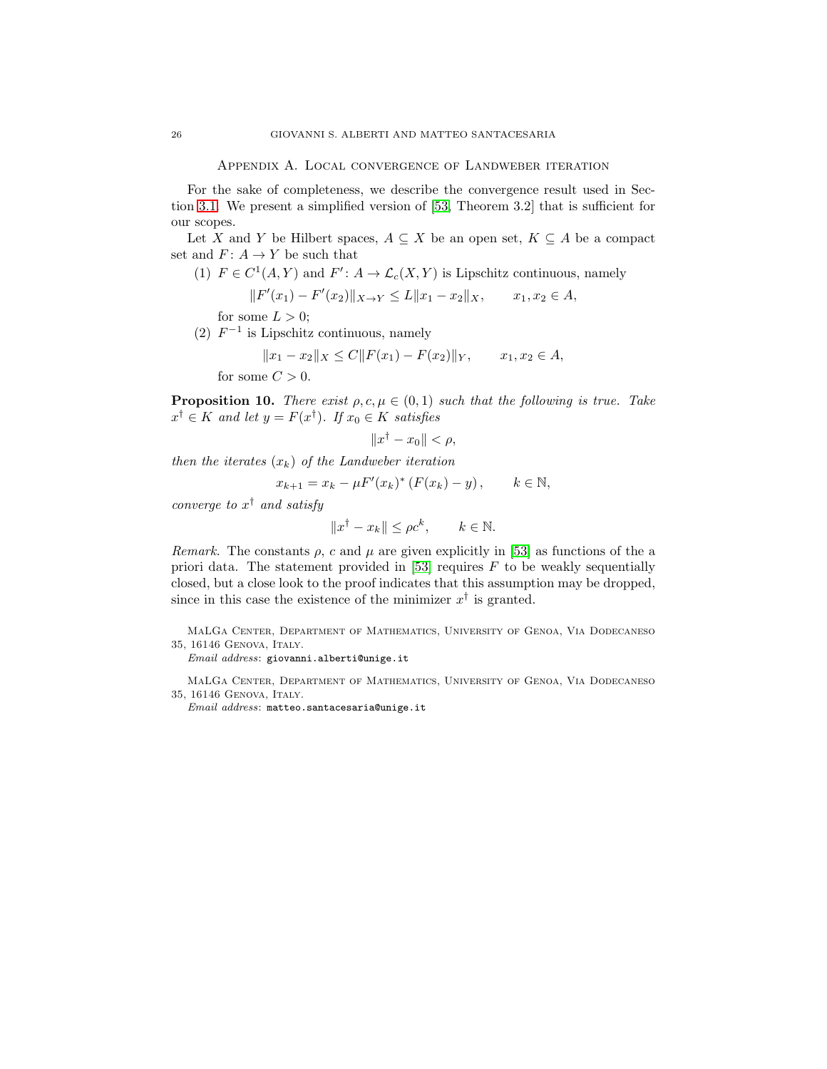## Appendix A. Local convergence of Landweber iteration

For the sake of completeness, we describe the convergence result used in Section 3.1. We present a simplified version of [53, Theorem 3.2] that is sufficient for our scopes.

Let $X$ and $Y$ be Hilbert spaces, $A \subseteq X$ be an open set, $K \subseteq A$ be a compact set and $F: A \to Y$ be such that

1. $F \in C^1(A, Y)$ and $F': A \to \mathcal{L}_c(X, Y)$ is Lipschitz continuous, namely
$$\|F'(x_1) - F'(x_2)\|_{X \to Y} \leq L\|x_1 - x_2\|_X, \qquad x_1, x_2 \in A,$$
for some $L > 0$;
2. $F^{-1}$ is Lipschitz continuous, namely
$$\|x_1 - x_2\|_X \leq C\|F(x_1) - F(x_2)\|_Y, \qquad x_1, x_2 \in A,$$
for some $C > 0$.

**Proposition 10.** *There exist $\rho, c, \mu \in (0,1)$ such that the following is true. Take $x^\dagger \in K$ and let $y = F(x^\dagger)$. If $x_0 \in K$ satisfies*
$$\|x^\dagger - x_0\| < \rho,$$
*then the iterates $(x_k)$ of the Landweber iteration*
$$x_{k+1} = x_k - \mu F'(x_k)^* \left(F(x_k) - y\right), \qquad k \in \mathbb{N},$$
*converge to $x^\dagger$ and satisfy*
$$\|x^\dagger - x_k\| \leq \rho c^k, \qquad k \in \mathbb{N}.$$

*Remark.* The constants $\rho$, $c$ and $\mu$ are given explicitly in [53] as functions of the a priori data. The statement provided in [53] requires $F$ to be weakly sequentially closed, but a close look to the proof indicates that this assumption may be dropped, since in this case the existence of the minimizer $x^\dagger$ is granted.

MaLGa Center, Department of Mathematics, University of Genoa, Via Dodecaneso 35, 16146 Genova, Italy.

*Email address*: giovanni.alberti@unige.it

MaLGa Center, Department of Mathematics, University of Genoa, Via Dodecaneso 35, 16146 Genova, Italy.

*Email address*: matteo.santacesaria@unige.it